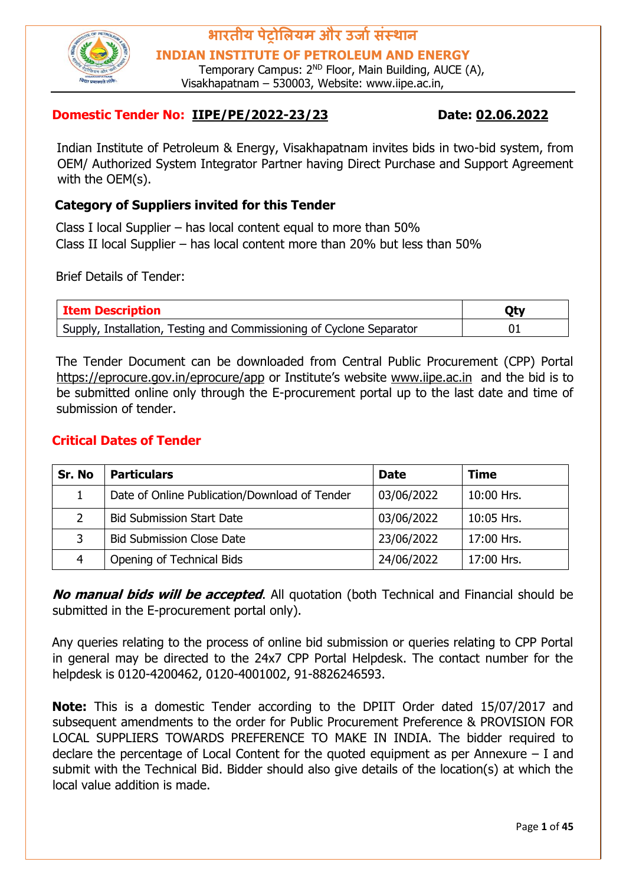# भारतीय पेट्रोलियम और उर्जा संस्थान

## INDIAN INSTITUTE OF PETROLEUM AND ENERGY

Temporary Campus: 2ND Floor, Main Building, AUCE (A), Visakhapatnam – 530003, Website: www.iipe.ac.in,

**Domestic Tender No: IIPE/PE/2022-23/23** **Date: 02.06.2022**

Indian Institute of Petroleum & Energy, Visakhapatnam invites bids in two-bid system, from OEM/ Authorized System Integrator Partner having Direct Purchase and Support Agreement with the OEM(s).

### Category of Suppliers invited for this Tender

Class I local Supplier – has local content equal to more than 50%
Class II local Supplier – has local content more than 20% but less than 50%

Brief Details of Tender:

| Item Description | Qty |
| --- | --- |
| Supply, Installation, Testing and Commissioning of Cyclone Separator | 01 |

The Tender Document can be downloaded from Central Public Procurement (CPP) Portal https://eprocure.gov.in/eprocure/app or Institute's website www.iipe.ac.in and the bid is to be submitted online only through the E-procurement portal up to the last date and time of submission of tender.

### Critical Dates of Tender

| Sr. No | Particulars | Date | Time |
| --- | --- | --- | --- |
| 1 | Date of Online Publication/Download of Tender | 03/06/2022 | 10:00 Hrs. |
| 2 | Bid Submission Start Date | 03/06/2022 | 10:05 Hrs. |
| 3 | Bid Submission Close Date | 23/06/2022 | 17:00 Hrs. |
| 4 | Opening of Technical Bids | 24/06/2022 | 17:00 Hrs. |

***No manual bids will be accepted***. All quotation (both Technical and Financial should be submitted in the E-procurement portal only).

Any queries relating to the process of online bid submission or queries relating to CPP Portal in general may be directed to the 24x7 CPP Portal Helpdesk. The contact number for the helpdesk is 0120-4200462, 0120-4001002, 91-8826246593.

**Note:** This is a domestic Tender according to the DPIIT Order dated 15/07/2017 and subsequent amendments to the order for Public Procurement Preference & PROVISION FOR LOCAL SUPPLIERS TOWARDS PREFERENCE TO MAKE IN INDIA. The bidder required to declare the percentage of Local Content for the quoted equipment as per Annexure – I and submit with the Technical Bid. Bidder should also give details of the location(s) at which the local value addition is made.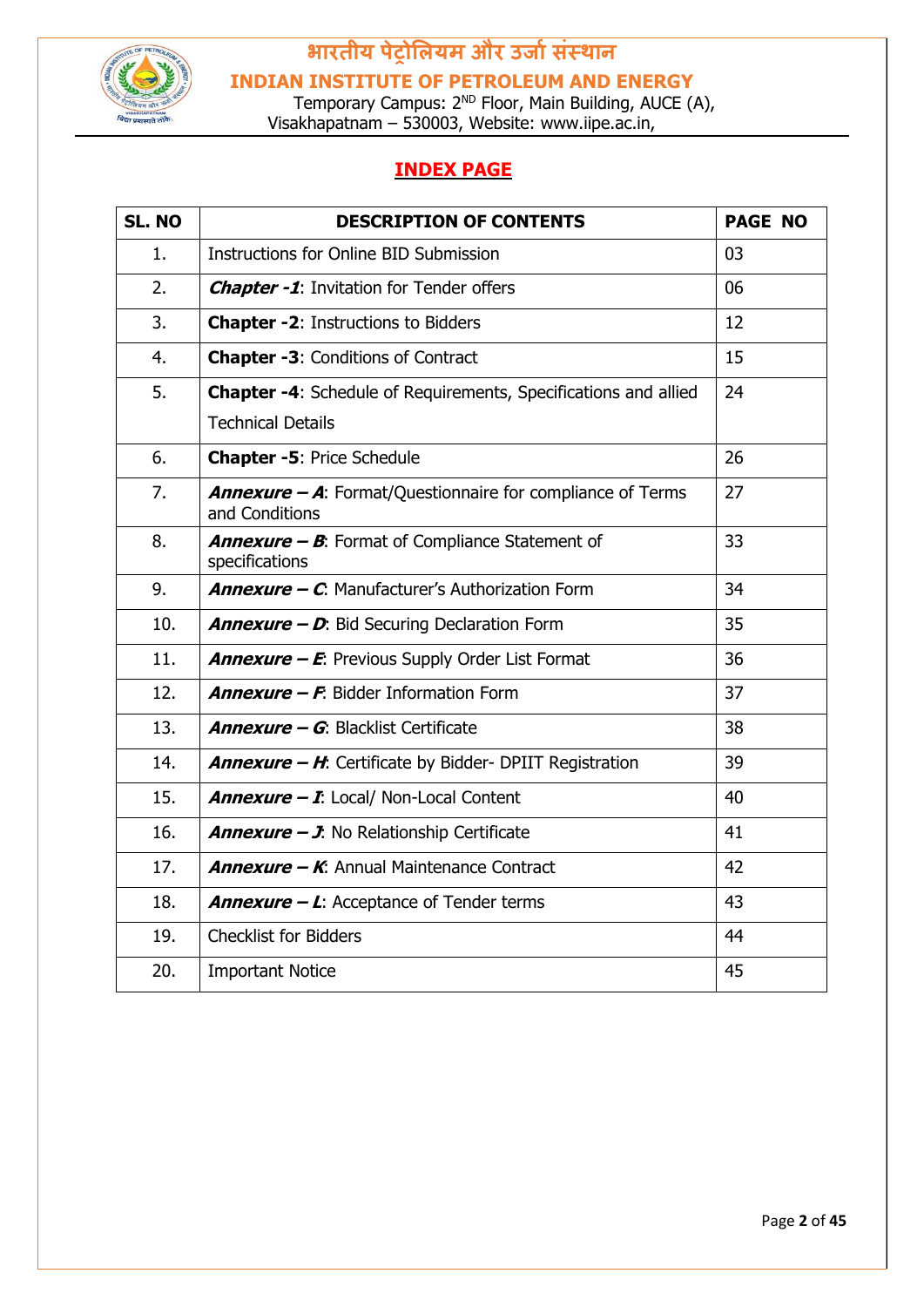# भारतीय पेट्रोलियम और उर्जा संस्थान

## INDIAN INSTITUTE OF PETROLEUM AND ENERGY

Temporary Campus: 2ND Floor, Main Building, AUCE (A), Visakhapatnam – 530003, Website: www.iipe.ac.in,

## INDEX PAGE

| SL. NO | DESCRIPTION OF CONTENTS | PAGE NO |
|---|---|---|
| 1. | Instructions for Online BID Submission | 03 |
| 2. | ***Chapter -1***: Invitation for Tender offers | 06 |
| 3. | **Chapter -2**: Instructions to Bidders | 12 |
| 4. | **Chapter -3**: Conditions of Contract | 15 |
| 5. | **Chapter -4**: Schedule of Requirements, Specifications and allied Technical Details | 24 |
| 6. | **Chapter -5**: Price Schedule | 26 |
| 7. | ***Annexure – A***: Format/Questionnaire for compliance of Terms and Conditions | 27 |
| 8. | ***Annexure – B***: Format of Compliance Statement of specifications | 33 |
| 9. | ***Annexure – C***: Manufacturer's Authorization Form | 34 |
| 10. | ***Annexure – D***: Bid Securing Declaration Form | 35 |
| 11. | ***Annexure – E***: Previous Supply Order List Format | 36 |
| 12. | ***Annexure – F***: Bidder Information Form | 37 |
| 13. | ***Annexure – G***: Blacklist Certificate | 38 |
| 14. | ***Annexure – H***: Certificate by Bidder- DPIIT Registration | 39 |
| 15. | ***Annexure – I***: Local/ Non-Local Content | 40 |
| 16. | ***Annexure – J***: No Relationship Certificate | 41 |
| 17. | ***Annexure – K***: Annual Maintenance Contract | 42 |
| 18. | ***Annexure – L***: Acceptance of Tender terms | 43 |
| 19. | Checklist for Bidders | 44 |
| 20. | Important Notice | 45 |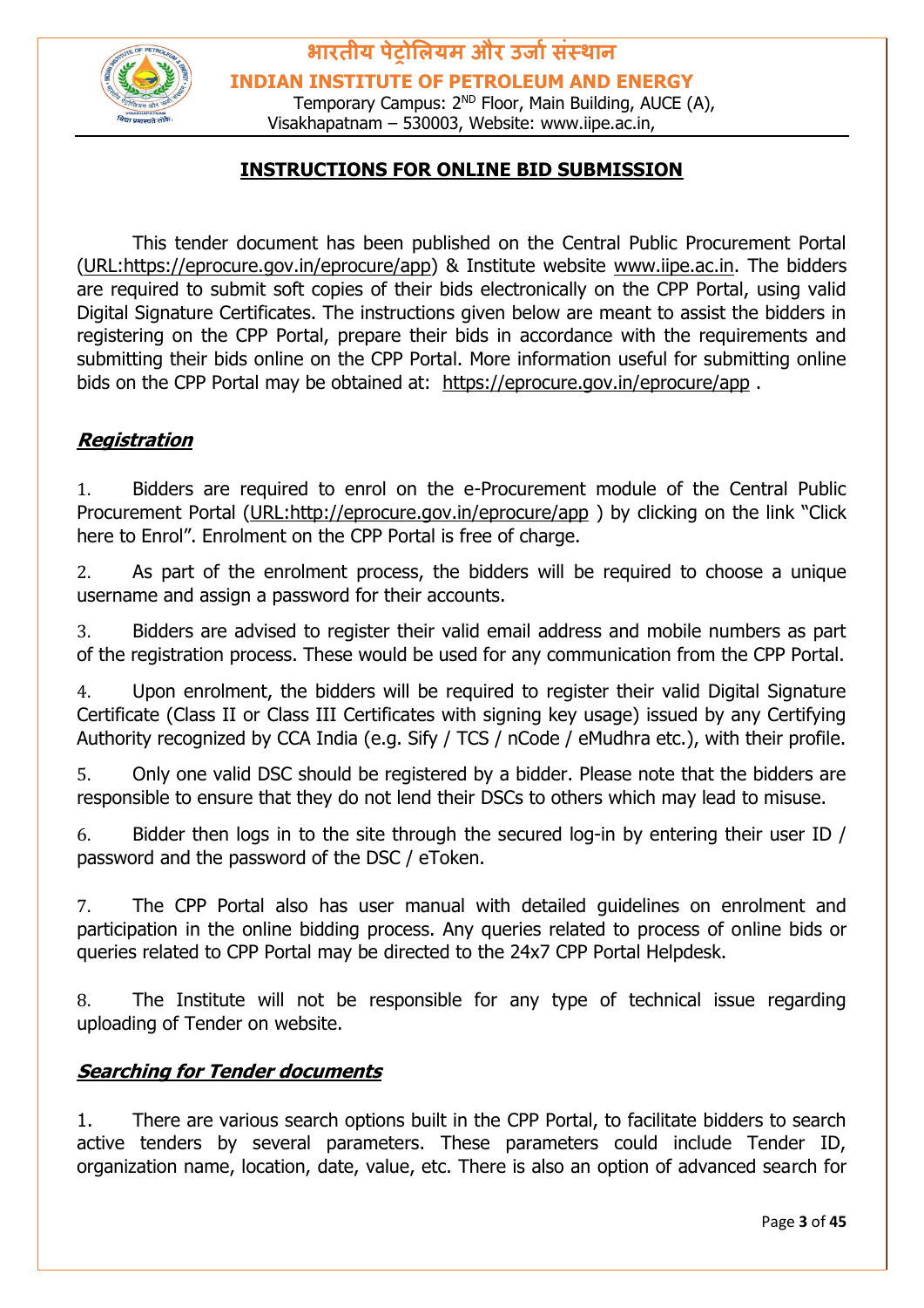# INSTRUCTIONS FOR ONLINE BID SUBMISSION

This tender document has been published on the Central Public Procurement Portal (URL:https://eprocure.gov.in/eprocure/app) & Institute website www.iipe.ac.in. The bidders are required to submit soft copies of their bids electronically on the CPP Portal, using valid Digital Signature Certificates. The instructions given below are meant to assist the bidders in registering on the CPP Portal, prepare their bids in accordance with the requirements and submitting their bids online on the CPP Portal. More information useful for submitting online bids on the CPP Portal may be obtained at: https://eprocure.gov.in/eprocure/app .

## *Registration*

1. Bidders are required to enrol on the e-Procurement module of the Central Public Procurement Portal (URL:http://eprocure.gov.in/eprocure/app ) by clicking on the link "Click here to Enrol". Enrolment on the CPP Portal is free of charge.

2. As part of the enrolment process, the bidders will be required to choose a unique username and assign a password for their accounts.

3. Bidders are advised to register their valid email address and mobile numbers as part of the registration process. These would be used for any communication from the CPP Portal.

4. Upon enrolment, the bidders will be required to register their valid Digital Signature Certificate (Class II or Class III Certificates with signing key usage) issued by any Certifying Authority recognized by CCA India (e.g. Sify / TCS / nCode / eMudhra etc.), with their profile.

5. Only one valid DSC should be registered by a bidder. Please note that the bidders are responsible to ensure that they do not lend their DSCs to others which may lead to misuse.

6. Bidder then logs in to the site through the secured log-in by entering their user ID / password and the password of the DSC / eToken.

7. The CPP Portal also has user manual with detailed guidelines on enrolment and participation in the online bidding process. Any queries related to process of online bids or queries related to CPP Portal may be directed to the 24x7 CPP Portal Helpdesk.

8. The Institute will not be responsible for any type of technical issue regarding uploading of Tender on website.

## *Searching for Tender documents*

1. There are various search options built in the CPP Portal, to facilitate bidders to search active tenders by several parameters. These parameters could include Tender ID, organization name, location, date, value, etc. There is also an option of advanced search for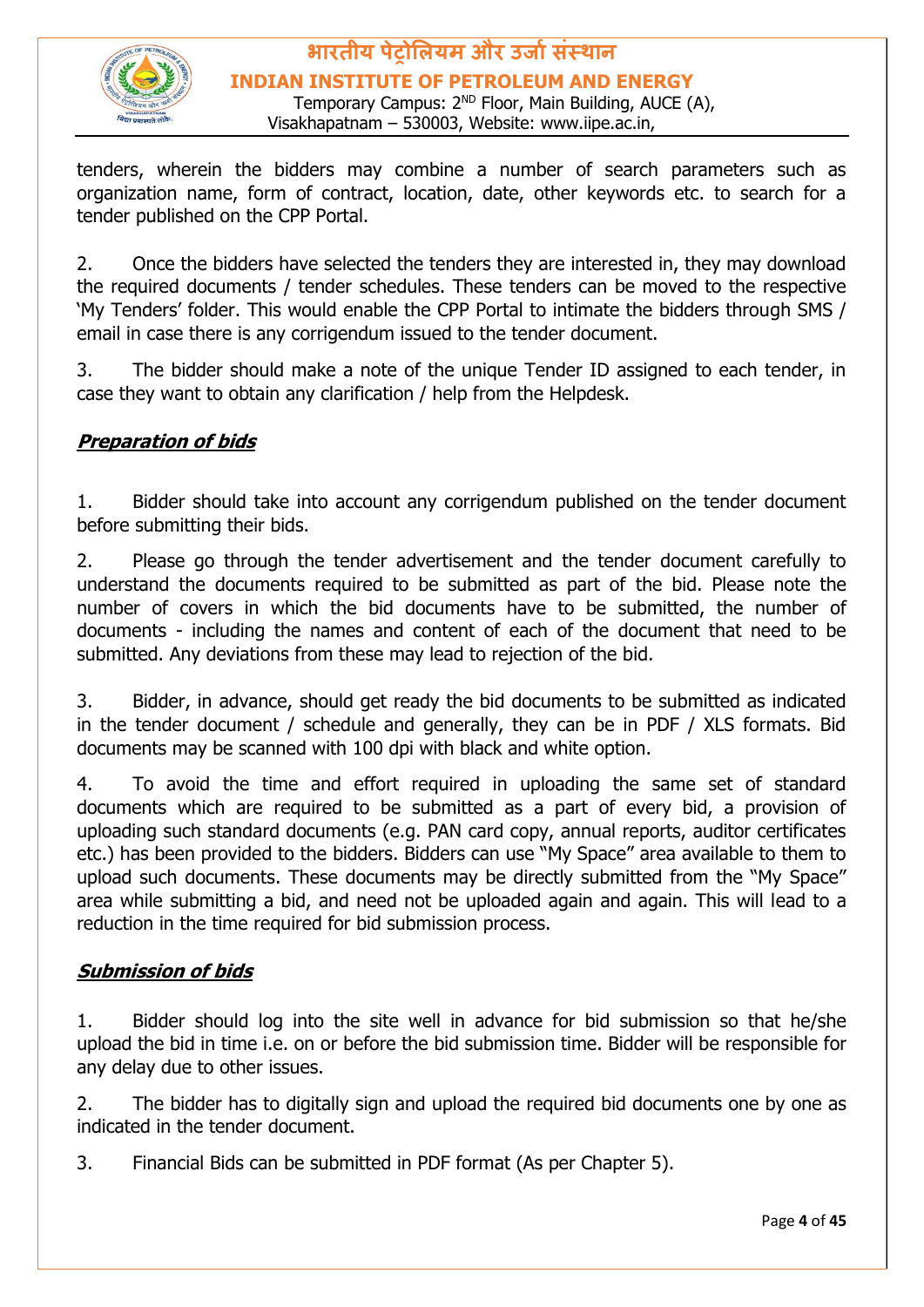tenders, wherein the bidders may combine a number of search parameters such as organization name, form of contract, location, date, other keywords etc. to search for a tender published on the CPP Portal.

2. Once the bidders have selected the tenders they are interested in, they may download the required documents / tender schedules. These tenders can be moved to the respective 'My Tenders' folder. This would enable the CPP Portal to intimate the bidders through SMS / email in case there is any corrigendum issued to the tender document.

3. The bidder should make a note of the unique Tender ID assigned to each tender, in case they want to obtain any clarification / help from the Helpdesk.

***Preparation of bids***

1. Bidder should take into account any corrigendum published on the tender document before submitting their bids.

2. Please go through the tender advertisement and the tender document carefully to understand the documents required to be submitted as part of the bid. Please note the number of covers in which the bid documents have to be submitted, the number of documents - including the names and content of each of the document that need to be submitted. Any deviations from these may lead to rejection of the bid.

3. Bidder, in advance, should get ready the bid documents to be submitted as indicated in the tender document / schedule and generally, they can be in PDF / XLS formats. Bid documents may be scanned with 100 dpi with black and white option.

4. To avoid the time and effort required in uploading the same set of standard documents which are required to be submitted as a part of every bid, a provision of uploading such standard documents (e.g. PAN card copy, annual reports, auditor certificates etc.) has been provided to the bidders. Bidders can use "My Space" area available to them to upload such documents. These documents may be directly submitted from the "My Space" area while submitting a bid, and need not be uploaded again and again. This will lead to a reduction in the time required for bid submission process.

***Submission of bids***

1. Bidder should log into the site well in advance for bid submission so that he/she upload the bid in time i.e. on or before the bid submission time. Bidder will be responsible for any delay due to other issues.

2. The bidder has to digitally sign and upload the required bid documents one by one as indicated in the tender document.

3. Financial Bids can be submitted in PDF format (As per Chapter 5).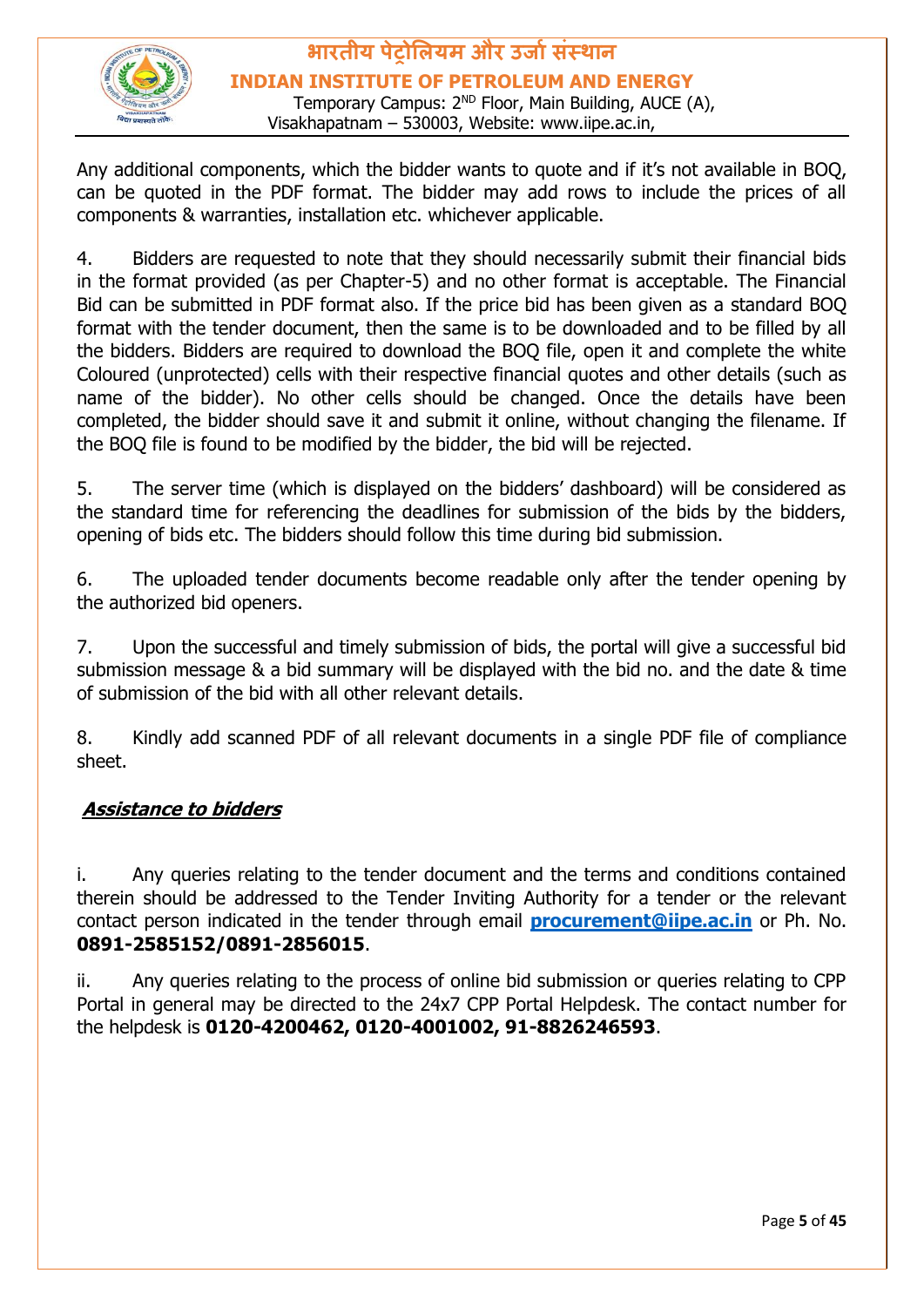Any additional components, which the bidder wants to quote and if it's not available in BOQ, can be quoted in the PDF format. The bidder may add rows to include the prices of all components & warranties, installation etc. whichever applicable.

4. Bidders are requested to note that they should necessarily submit their financial bids in the format provided (as per Chapter-5) and no other format is acceptable. The Financial Bid can be submitted in PDF format also. If the price bid has been given as a standard BOQ format with the tender document, then the same is to be downloaded and to be filled by all the bidders. Bidders are required to download the BOQ file, open it and complete the white Coloured (unprotected) cells with their respective financial quotes and other details (such as name of the bidder). No other cells should be changed. Once the details have been completed, the bidder should save it and submit it online, without changing the filename. If the BOQ file is found to be modified by the bidder, the bid will be rejected.

5. The server time (which is displayed on the bidders' dashboard) will be considered as the standard time for referencing the deadlines for submission of the bids by the bidders, opening of bids etc. The bidders should follow this time during bid submission.

6. The uploaded tender documents become readable only after the tender opening by the authorized bid openers.

7. Upon the successful and timely submission of bids, the portal will give a successful bid submission message & a bid summary will be displayed with the bid no. and the date & time of submission of the bid with all other relevant details.

8. Kindly add scanned PDF of all relevant documents in a single PDF file of compliance sheet.

### ***Assistance to bidders***

i. Any queries relating to the tender document and the terms and conditions contained therein should be addressed to the Tender Inviting Authority for a tender or the relevant contact person indicated in the tender through email **procurement@iipe.ac.in** or Ph. No. **0891-2585152/0891-2856015**.

ii. Any queries relating to the process of online bid submission or queries relating to CPP Portal in general may be directed to the 24x7 CPP Portal Helpdesk. The contact number for the helpdesk is **0120-4200462, 0120-4001002, 91-8826246593**.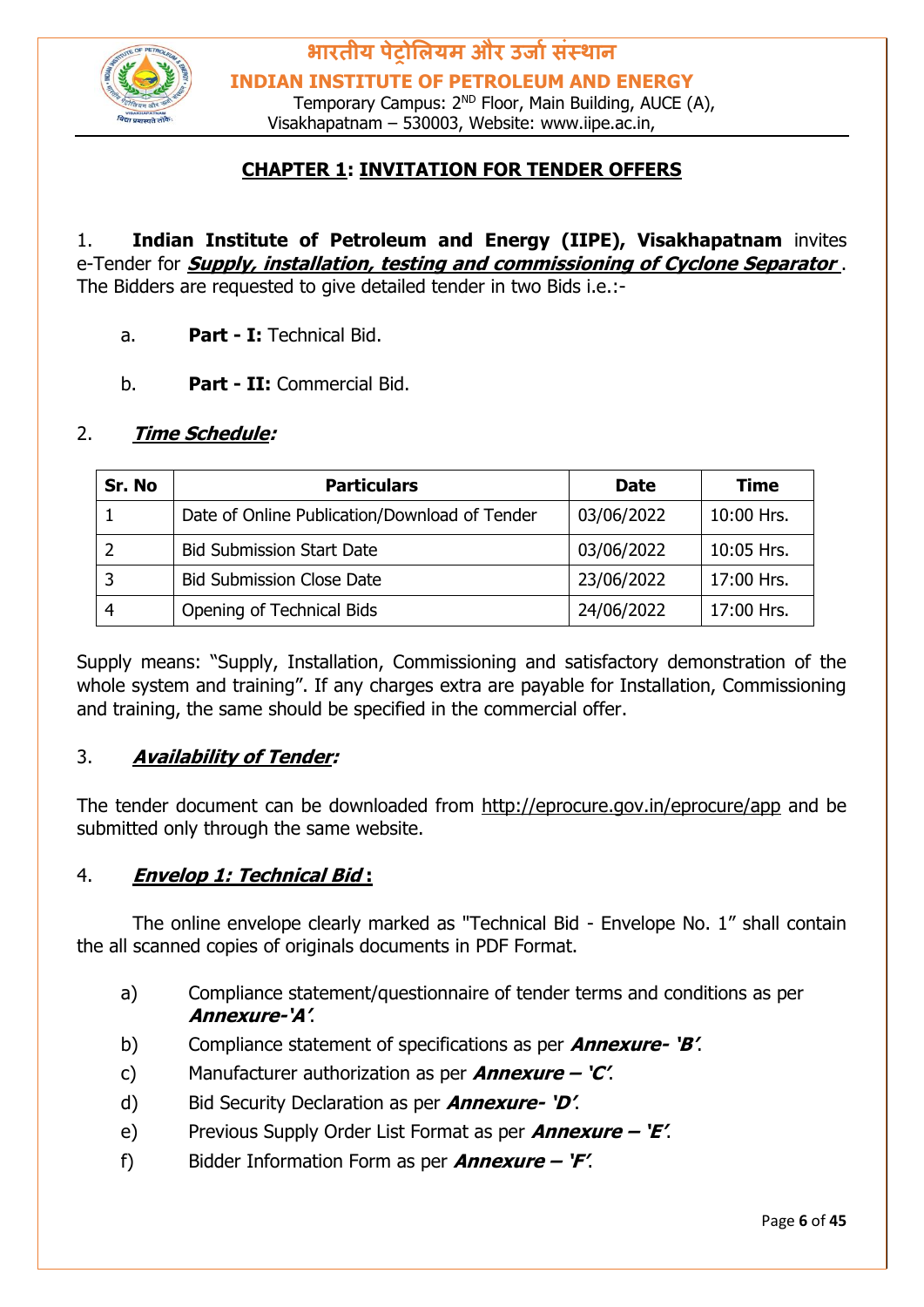भारतीय पेट्रोलियम और उर्जा संस्थान

INDIAN INSTITUTE OF PETROLEUM AND ENERGY

Temporary Campus: 2ND Floor, Main Building, AUCE (A), Visakhapatnam – 530003, Website: www.iipe.ac.in,

# CHAPTER 1: INVITATION FOR TENDER OFFERS

1. **Indian Institute of Petroleum and Energy (IIPE), Visakhapatnam** invites e-Tender for ***Supply, installation, testing and commissioning of Cyclone Separator***. The Bidders are requested to give detailed tender in two Bids i.e.:-

   a. **Part - I:** Technical Bid.

   b. **Part - II:** Commercial Bid.

2. ***Time Schedule:***

| Sr. No | Particulars | Date | Time |
|---|---|---|---|
| 1 | Date of Online Publication/Download of Tender | 03/06/2022 | 10:00 Hrs. |
| 2 | Bid Submission Start Date | 03/06/2022 | 10:05 Hrs. |
| 3 | Bid Submission Close Date | 23/06/2022 | 17:00 Hrs. |
| 4 | Opening of Technical Bids | 24/06/2022 | 17:00 Hrs. |

Supply means: "Supply, Installation, Commissioning and satisfactory demonstration of the whole system and training". If any charges extra are payable for Installation, Commissioning and training, the same should be specified in the commercial offer.

3. ***Availability of Tender:***

The tender document can be downloaded from http://eprocure.gov.in/eprocure/app and be submitted only through the same website.

4. ***Envelop 1: Technical Bid*:**

The online envelope clearly marked as "Technical Bid - Envelope No. 1" shall contain the all scanned copies of originals documents in PDF Format.

   a) Compliance statement/questionnaire of tender terms and conditions as per ***Annexure-'A'***.
   b) Compliance statement of specifications as per ***Annexure- 'B'***.
   c) Manufacturer authorization as per ***Annexure – 'C'***.
   d) Bid Security Declaration as per ***Annexure- 'D'***.
   e) Previous Supply Order List Format as per ***Annexure – 'E'***.
   f) Bidder Information Form as per ***Annexure – 'F'***.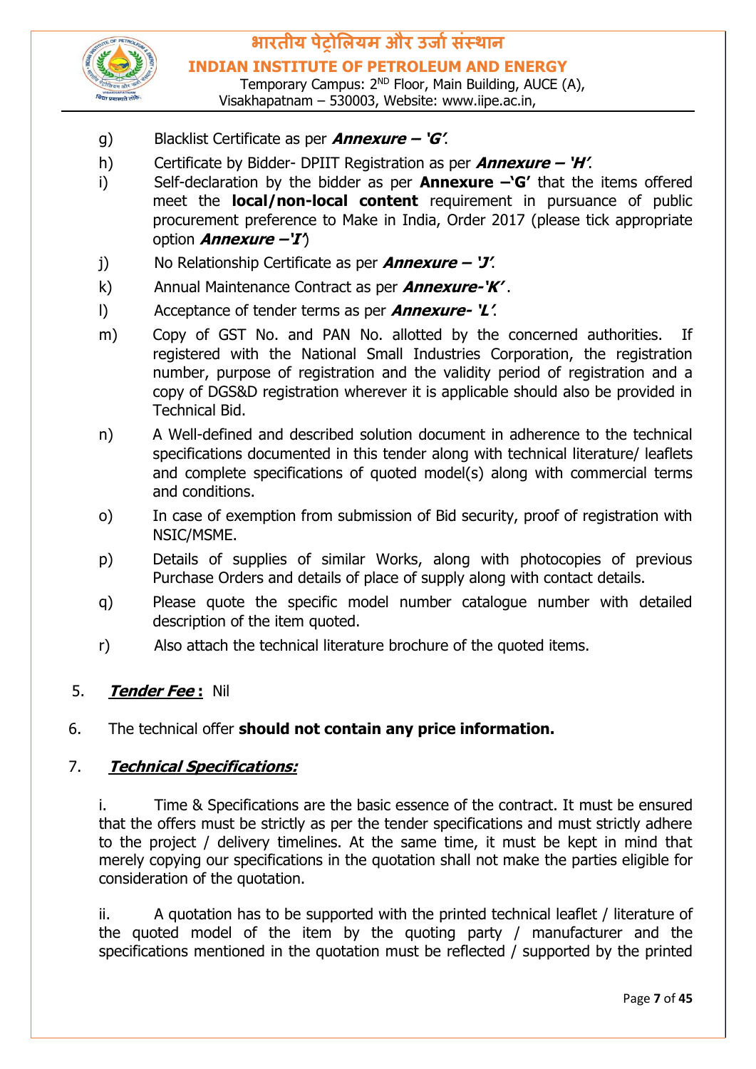g) Blacklist Certificate as per ***Annexure – 'G'***.

h) Certificate by Bidder- DPIIT Registration as per ***Annexure – 'H'***.

i) Self-declaration by the bidder as per **Annexure –'G'** that the items offered meet the **local/non-local content** requirement in pursuance of public procurement preference to Make in India, Order 2017 (please tick appropriate option ***Annexure –'I'***)

j) No Relationship Certificate as per ***Annexure – 'J'***.

k) Annual Maintenance Contract as per ***Annexure-'K'*** .

l) Acceptance of tender terms as per ***Annexure- 'L'***.

m) Copy of GST No. and PAN No. allotted by the concerned authorities. If registered with the National Small Industries Corporation, the registration number, purpose of registration and the validity period of registration and a copy of DGS&D registration wherever it is applicable should also be provided in Technical Bid.

n) A Well-defined and described solution document in adherence to the technical specifications documented in this tender along with technical literature/ leaflets and complete specifications of quoted model(s) along with commercial terms and conditions.

o) In case of exemption from submission of Bid security, proof of registration with NSIC/MSME.

p) Details of supplies of similar Works, along with photocopies of previous Purchase Orders and details of place of supply along with contact details.

q) Please quote the specific model number catalogue number with detailed description of the item quoted.

r) Also attach the technical literature brochure of the quoted items.

5. ***Tender Fee*** **:** Nil

6. The technical offer **should not contain any price information.**

7. ***Technical Specifications:***

i. Time & Specifications are the basic essence of the contract. It must be ensured that the offers must be strictly as per the tender specifications and must strictly adhere to the project / delivery timelines. At the same time, it must be kept in mind that merely copying our specifications in the quotation shall not make the parties eligible for consideration of the quotation.

ii. A quotation has to be supported with the printed technical leaflet / literature of the quoted model of the item by the quoting party / manufacturer and the specifications mentioned in the quotation must be reflected / supported by the printed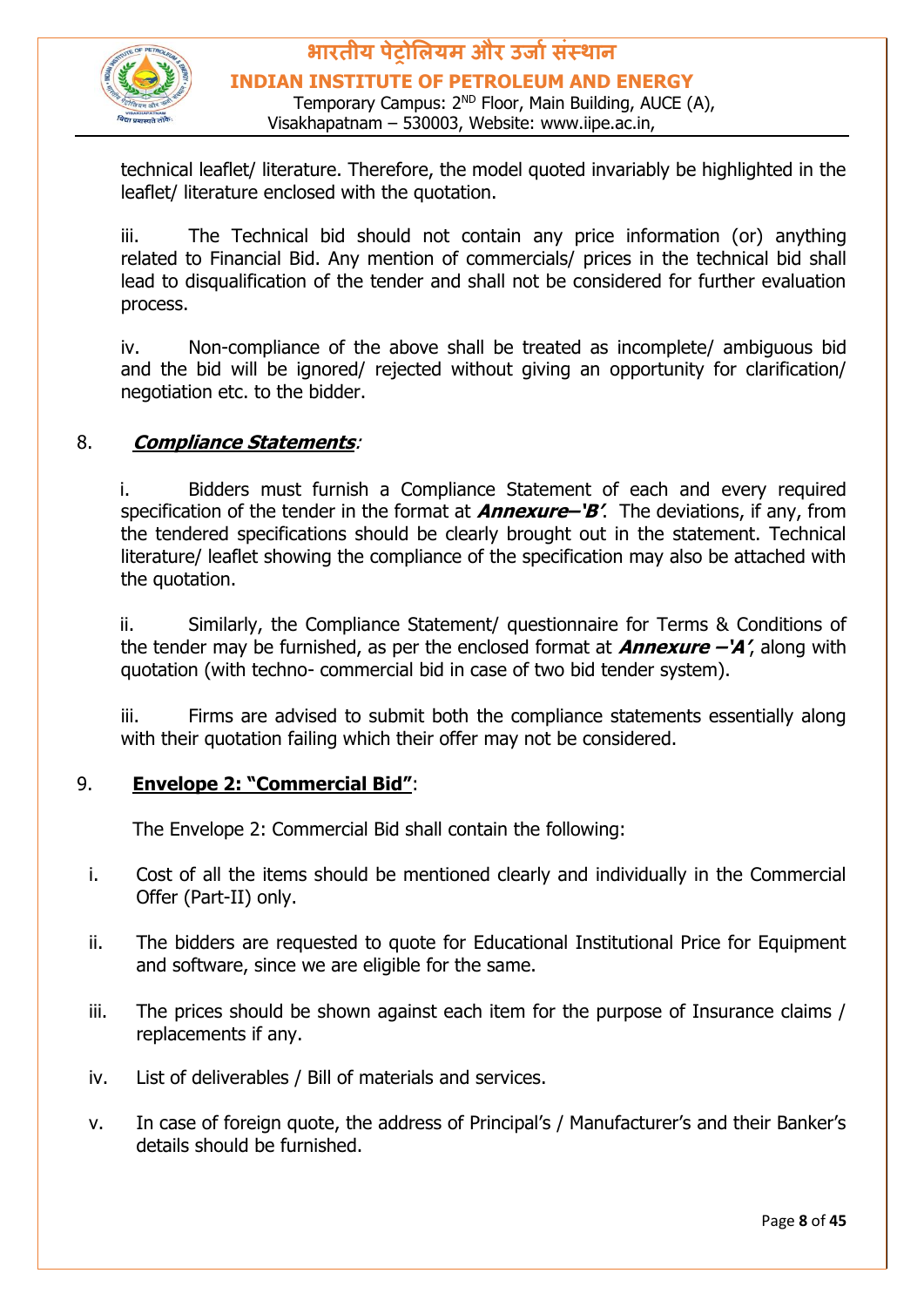technical leaflet/ literature. Therefore, the model quoted invariably be highlighted in the leaflet/ literature enclosed with the quotation.

iii. The Technical bid should not contain any price information (or) anything related to Financial Bid. Any mention of commercials/ prices in the technical bid shall lead to disqualification of the tender and shall not be considered for further evaluation process.

iv. Non-compliance of the above shall be treated as incomplete/ ambiguous bid and the bid will be ignored/ rejected without giving an opportunity for clarification/ negotiation etc. to the bidder.

8. ***Compliance Statements***:

i. Bidders must furnish a Compliance Statement of each and every required specification of the tender in the format at ***Annexure–'B'***. The deviations, if any, from the tendered specifications should be clearly brought out in the statement. Technical literature/ leaflet showing the compliance of the specification may also be attached with the quotation.

ii. Similarly, the Compliance Statement/ questionnaire for Terms & Conditions of the tender may be furnished, as per the enclosed format at ***Annexure –'A'***, along with quotation (with techno- commercial bid in case of two bid tender system).

iii. Firms are advised to submit both the compliance statements essentially along with their quotation failing which their offer may not be considered.

9. **Envelope 2: "Commercial Bid"**:

The Envelope 2: Commercial Bid shall contain the following:

i. Cost of all the items should be mentioned clearly and individually in the Commercial Offer (Part-II) only.

ii. The bidders are requested to quote for Educational Institutional Price for Equipment and software, since we are eligible for the same.

iii. The prices should be shown against each item for the purpose of Insurance claims / replacements if any.

iv. List of deliverables / Bill of materials and services.

v. In case of foreign quote, the address of Principal's / Manufacturer's and their Banker's details should be furnished.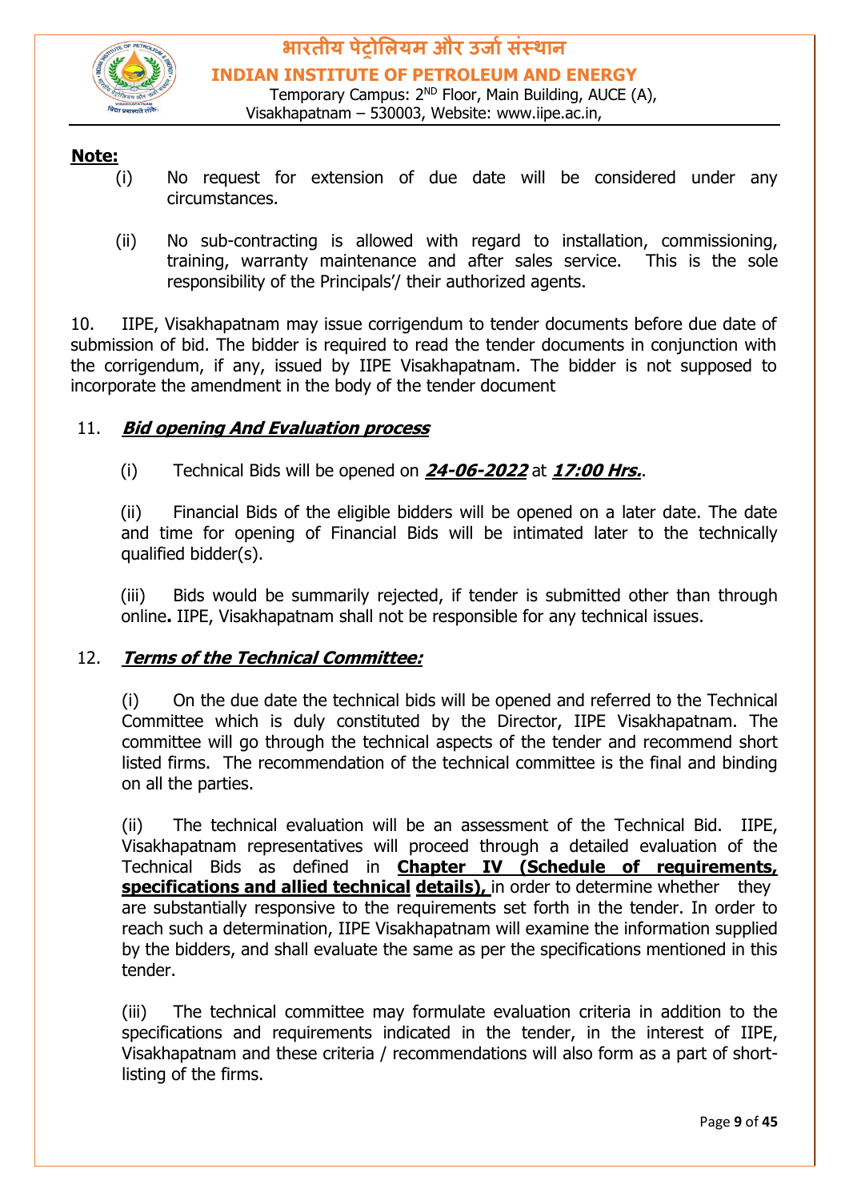**Note:**

(i) No request for extension of due date will be considered under any circumstances.

(ii) No sub-contracting is allowed with regard to installation, commissioning, training, warranty maintenance and after sales service. This is the sole responsibility of the Principals'/ their authorized agents.

10. IIPE, Visakhapatnam may issue corrigendum to tender documents before due date of submission of bid. The bidder is required to read the tender documents in conjunction with the corrigendum, if any, issued by IIPE Visakhapatnam. The bidder is not supposed to incorporate the amendment in the body of the tender document

11. ***Bid opening And Evaluation process***

(i) Technical Bids will be opened on ***24-06-2022*** at ***17:00 Hrs.***.

(ii) Financial Bids of the eligible bidders will be opened on a later date. The date and time for opening of Financial Bids will be intimated later to the technically qualified bidder(s).

(iii) Bids would be summarily rejected, if tender is submitted other than through online**.** IIPE, Visakhapatnam shall not be responsible for any technical issues.

12. ***Terms of the Technical Committee:***

(i) On the due date the technical bids will be opened and referred to the Technical Committee which is duly constituted by the Director, IIPE Visakhapatnam. The committee will go through the technical aspects of the tender and recommend short listed firms. The recommendation of the technical committee is the final and binding on all the parties.

(ii) The technical evaluation will be an assessment of the Technical Bid. IIPE, Visakhapatnam representatives will proceed through a detailed evaluation of the Technical Bids as defined in **Chapter IV (Schedule of requirements, specifications and allied technical details),** in order to determine whether they are substantially responsive to the requirements set forth in the tender. In order to reach such a determination, IIPE Visakhapatnam will examine the information supplied by the bidders, and shall evaluate the same as per the specifications mentioned in this tender.

(iii) The technical committee may formulate evaluation criteria in addition to the specifications and requirements indicated in the tender, in the interest of IIPE, Visakhapatnam and these criteria / recommendations will also form as a part of short-listing of the firms.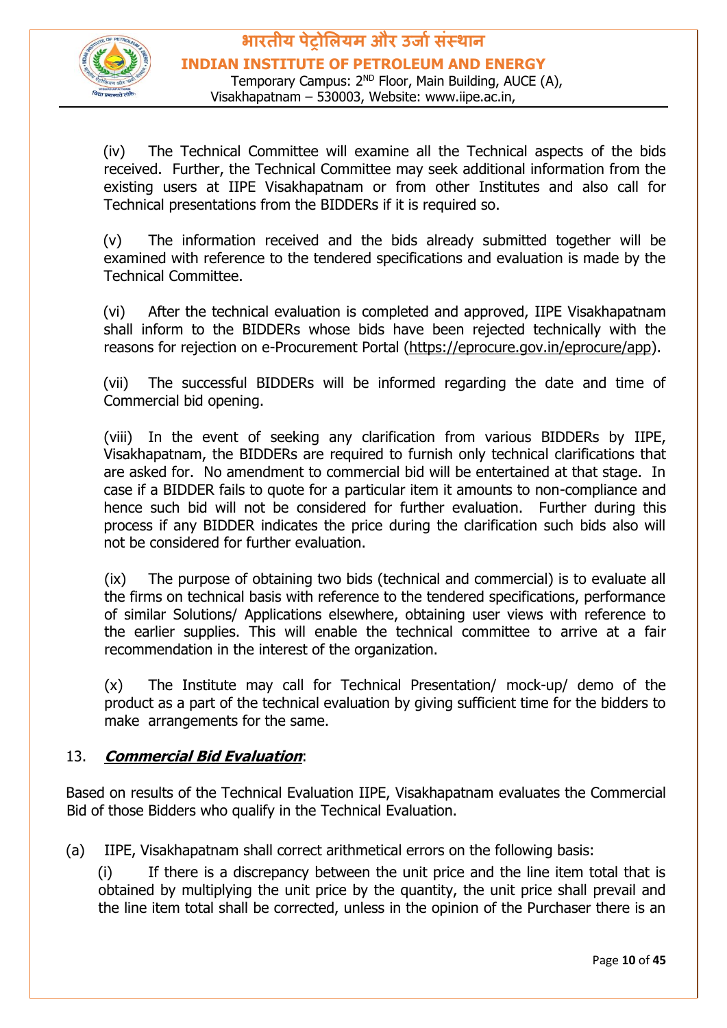(iv) The Technical Committee will examine all the Technical aspects of the bids received. Further, the Technical Committee may seek additional information from the existing users at IIPE Visakhapatnam or from other Institutes and also call for Technical presentations from the BIDDERs if it is required so.

(v) The information received and the bids already submitted together will be examined with reference to the tendered specifications and evaluation is made by the Technical Committee.

(vi) After the technical evaluation is completed and approved, IIPE Visakhapatnam shall inform to the BIDDERs whose bids have been rejected technically with the reasons for rejection on e-Procurement Portal (https://eprocure.gov.in/eprocure/app).

(vii) The successful BIDDERs will be informed regarding the date and time of Commercial bid opening.

(viii) In the event of seeking any clarification from various BIDDERs by IIPE, Visakhapatnam, the BIDDERs are required to furnish only technical clarifications that are asked for. No amendment to commercial bid will be entertained at that stage. In case if a BIDDER fails to quote for a particular item it amounts to non-compliance and hence such bid will not be considered for further evaluation. Further during this process if any BIDDER indicates the price during the clarification such bids also will not be considered for further evaluation.

(ix) The purpose of obtaining two bids (technical and commercial) is to evaluate all the firms on technical basis with reference to the tendered specifications, performance of similar Solutions/ Applications elsewhere, obtaining user views with reference to the earlier supplies. This will enable the technical committee to arrive at a fair recommendation in the interest of the organization.

(x) The Institute may call for Technical Presentation/ mock-up/ demo of the product as a part of the technical evaluation by giving sufficient time for the bidders to make arrangements for the same.

13. ***Commercial Bid Evaluation***:

Based on results of the Technical Evaluation IIPE, Visakhapatnam evaluates the Commercial Bid of those Bidders who qualify in the Technical Evaluation.

(a) IIPE, Visakhapatnam shall correct arithmetical errors on the following basis:

(i) If there is a discrepancy between the unit price and the line item total that is obtained by multiplying the unit price by the quantity, the unit price shall prevail and the line item total shall be corrected, unless in the opinion of the Purchaser there is an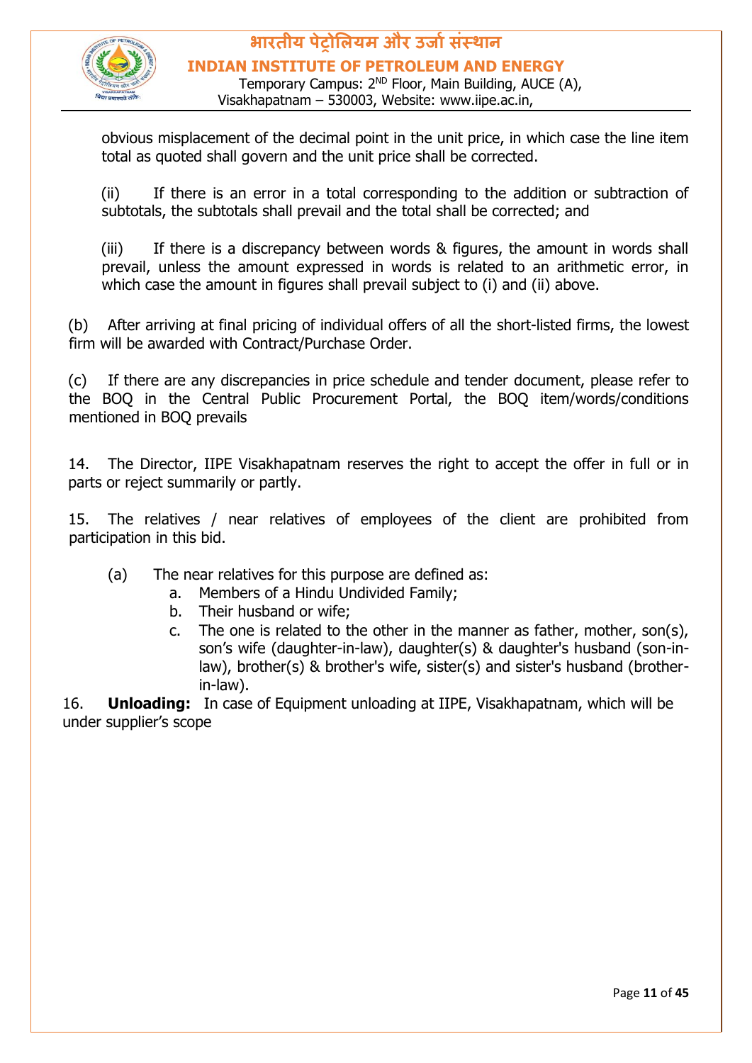obvious misplacement of the decimal point in the unit price, in which case the line item total as quoted shall govern and the unit price shall be corrected.

(ii) If there is an error in a total corresponding to the addition or subtraction of subtotals, the subtotals shall prevail and the total shall be corrected; and

(iii) If there is a discrepancy between words & figures, the amount in words shall prevail, unless the amount expressed in words is related to an arithmetic error, in which case the amount in figures shall prevail subject to (i) and (ii) above.

(b) After arriving at final pricing of individual offers of all the short-listed firms, the lowest firm will be awarded with Contract/Purchase Order.

(c) If there are any discrepancies in price schedule and tender document, please refer to the BOQ in the Central Public Procurement Portal, the BOQ item/words/conditions mentioned in BOQ prevails

14. The Director, IIPE Visakhapatnam reserves the right to accept the offer in full or in parts or reject summarily or partly.

15. The relatives / near relatives of employees of the client are prohibited from participation in this bid.

(a) The near relatives for this purpose are defined as:

a. Members of a Hindu Undivided Family;
b. Their husband or wife;
c. The one is related to the other in the manner as father, mother, son(s), son's wife (daughter-in-law), daughter(s) & daughter's husband (son-in-law), brother(s) & brother's wife, sister(s) and sister's husband (brother-in-law).

16. **Unloading:** In case of Equipment unloading at IIPE, Visakhapatnam, which will be under supplier's scope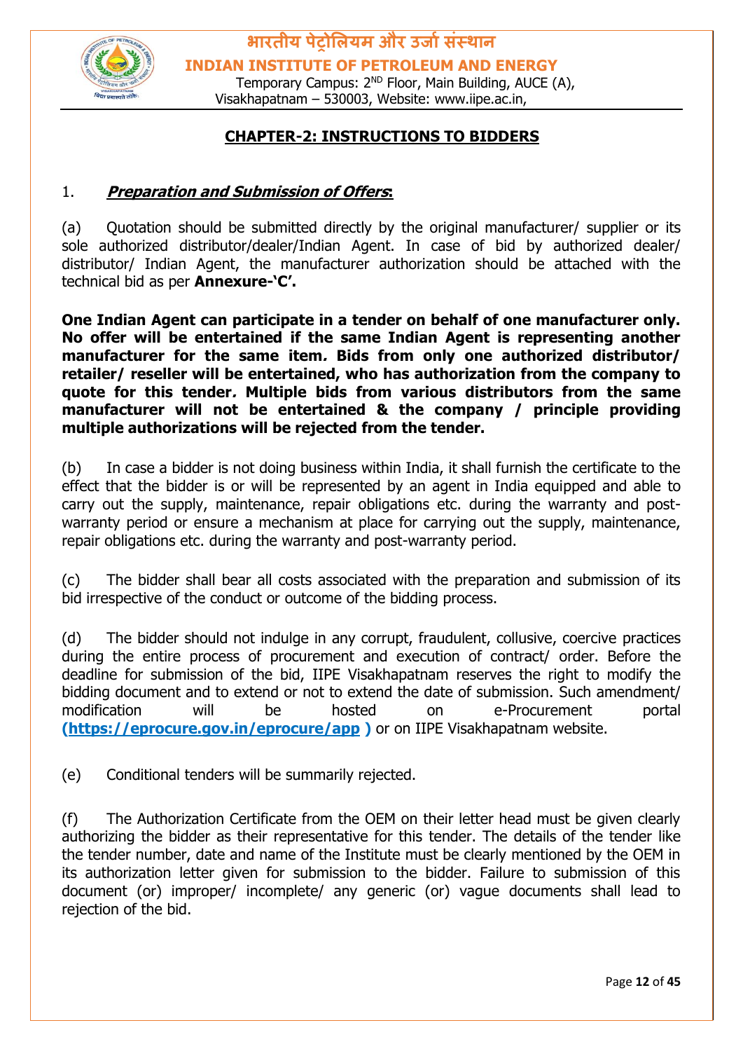## CHAPTER-2: INSTRUCTIONS TO BIDDERS

1. ***Preparation and Submission of Offers*:**

(a) Quotation should be submitted directly by the original manufacturer/ supplier or its sole authorized distributor/dealer/Indian Agent. In case of bid by authorized dealer/ distributor/ Indian Agent, the manufacturer authorization should be attached with the technical bid as per **Annexure-'C'.**

**One Indian Agent can participate in a tender on behalf of one manufacturer only. No offer will be entertained if the same Indian Agent is representing another manufacturer for the same item*.* Bids from only one authorized distributor/ retailer/ reseller will be entertained, who has authorization from the company to quote for this tender*.* Multiple bids from various distributors from the same manufacturer will not be entertained & the company / principle providing multiple authorizations will be rejected from the tender.**

(b) In case a bidder is not doing business within India, it shall furnish the certificate to the effect that the bidder is or will be represented by an agent in India equipped and able to carry out the supply, maintenance, repair obligations etc. during the warranty and post-warranty period or ensure a mechanism at place for carrying out the supply, maintenance, repair obligations etc. during the warranty and post-warranty period.

(c) The bidder shall bear all costs associated with the preparation and submission of its bid irrespective of the conduct or outcome of the bidding process.

(d) The bidder should not indulge in any corrupt, fraudulent, collusive, coercive practices during the entire process of procurement and execution of contract/ order. Before the deadline for submission of the bid, IIPE Visakhapatnam reserves the right to modify the bidding document and to extend or not to extend the date of submission. Such amendment/ modification will be hosted on e-Procurement portal **(https://eprocure.gov.in/eprocure/app )** or on IIPE Visakhapatnam website.

(e) Conditional tenders will be summarily rejected.

(f) The Authorization Certificate from the OEM on their letter head must be given clearly authorizing the bidder as their representative for this tender. The details of the tender like the tender number, date and name of the Institute must be clearly mentioned by the OEM in its authorization letter given for submission to the bidder. Failure to submission of this document (or) improper/ incomplete/ any generic (or) vague documents shall lead to rejection of the bid.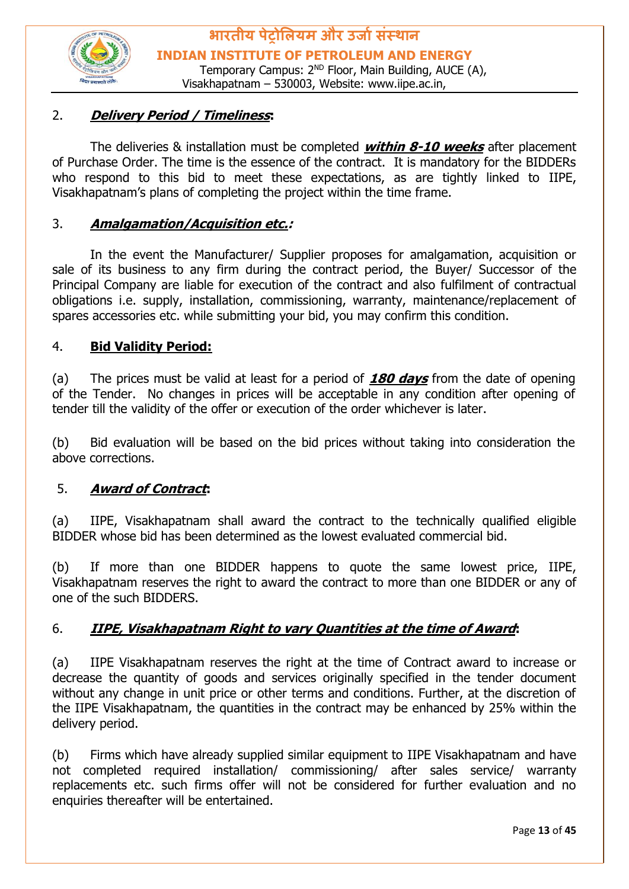2. ***Delivery Period / Timeliness*:**

The deliveries & installation must be completed ***within 8-10 weeks*** after placement of Purchase Order. The time is the essence of the contract. It is mandatory for the BIDDERs who respond to this bid to meet these expectations, as are tightly linked to IIPE, Visakhapatnam's plans of completing the project within the time frame.

3. ***Amalgamation/Acquisition etc.:***

In the event the Manufacturer/ Supplier proposes for amalgamation, acquisition or sale of its business to any firm during the contract period, the Buyer/ Successor of the Principal Company are liable for execution of the contract and also fulfilment of contractual obligations i.e. supply, installation, commissioning, warranty, maintenance/replacement of spares accessories etc. while submitting your bid, you may confirm this condition.

4. **Bid Validity Period:**

(a) The prices must be valid at least for a period of ***180 days*** from the date of opening of the Tender. No changes in prices will be acceptable in any condition after opening of tender till the validity of the offer or execution of the order whichever is later.

(b) Bid evaluation will be based on the bid prices without taking into consideration the above corrections.

5. ***Award of Contract*:**

(a) IIPE, Visakhapatnam shall award the contract to the technically qualified eligible BIDDER whose bid has been determined as the lowest evaluated commercial bid.

(b) If more than one BIDDER happens to quote the same lowest price, IIPE, Visakhapatnam reserves the right to award the contract to more than one BIDDER or any of one of the such BIDDERS.

6. ***IIPE, Visakhapatnam Right to vary Quantities at the time of Award*:**

(a) IIPE Visakhapatnam reserves the right at the time of Contract award to increase or decrease the quantity of goods and services originally specified in the tender document without any change in unit price or other terms and conditions. Further, at the discretion of the IIPE Visakhapatnam, the quantities in the contract may be enhanced by 25% within the delivery period.

(b) Firms which have already supplied similar equipment to IIPE Visakhapatnam and have not completed required installation/ commissioning/ after sales service/ warranty replacements etc. such firms offer will not be considered for further evaluation and no enquiries thereafter will be entertained.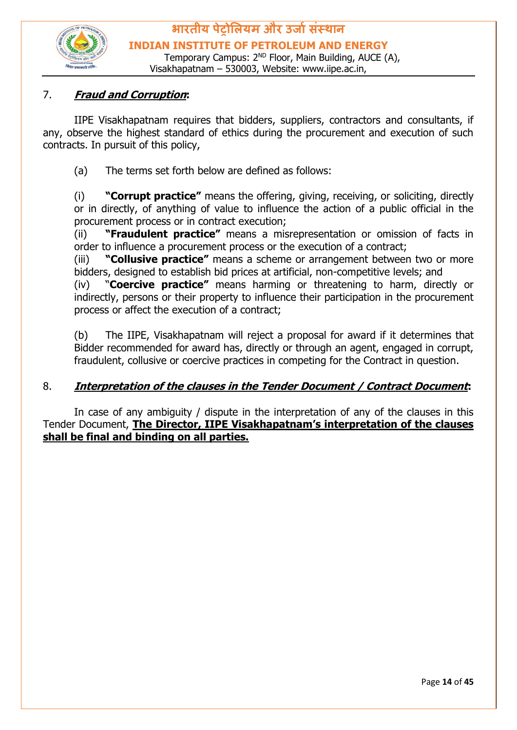7. ***Fraud and Corruption*:**

IIPE Visakhapatnam requires that bidders, suppliers, contractors and consultants, if any, observe the highest standard of ethics during the procurement and execution of such contracts. In pursuit of this policy,

(a) The terms set forth below are defined as follows:

(i) **"Corrupt practice"** means the offering, giving, receiving, or soliciting, directly or in directly, of anything of value to influence the action of a public official in the procurement process or in contract execution;
(ii) **"Fraudulent practice"** means a misrepresentation or omission of facts in order to influence a procurement process or the execution of a contract;
(iii) **"Collusive practice"** means a scheme or arrangement between two or more bidders, designed to establish bid prices at artificial, non-competitive levels; and
(iv) "**Coercive practice"** means harming or threatening to harm, directly or indirectly, persons or their property to influence their participation in the procurement process or affect the execution of a contract;

(b) The IIPE, Visakhapatnam will reject a proposal for award if it determines that Bidder recommended for award has, directly or through an agent, engaged in corrupt, fraudulent, collusive or coercive practices in competing for the Contract in question.

8. ***Interpretation of the clauses in the Tender Document / Contract Document*:**

In case of any ambiguity / dispute in the interpretation of any of the clauses in this Tender Document, **The Director, IIPE Visakhapatnam's interpretation of the clauses shall be final and binding on all parties.**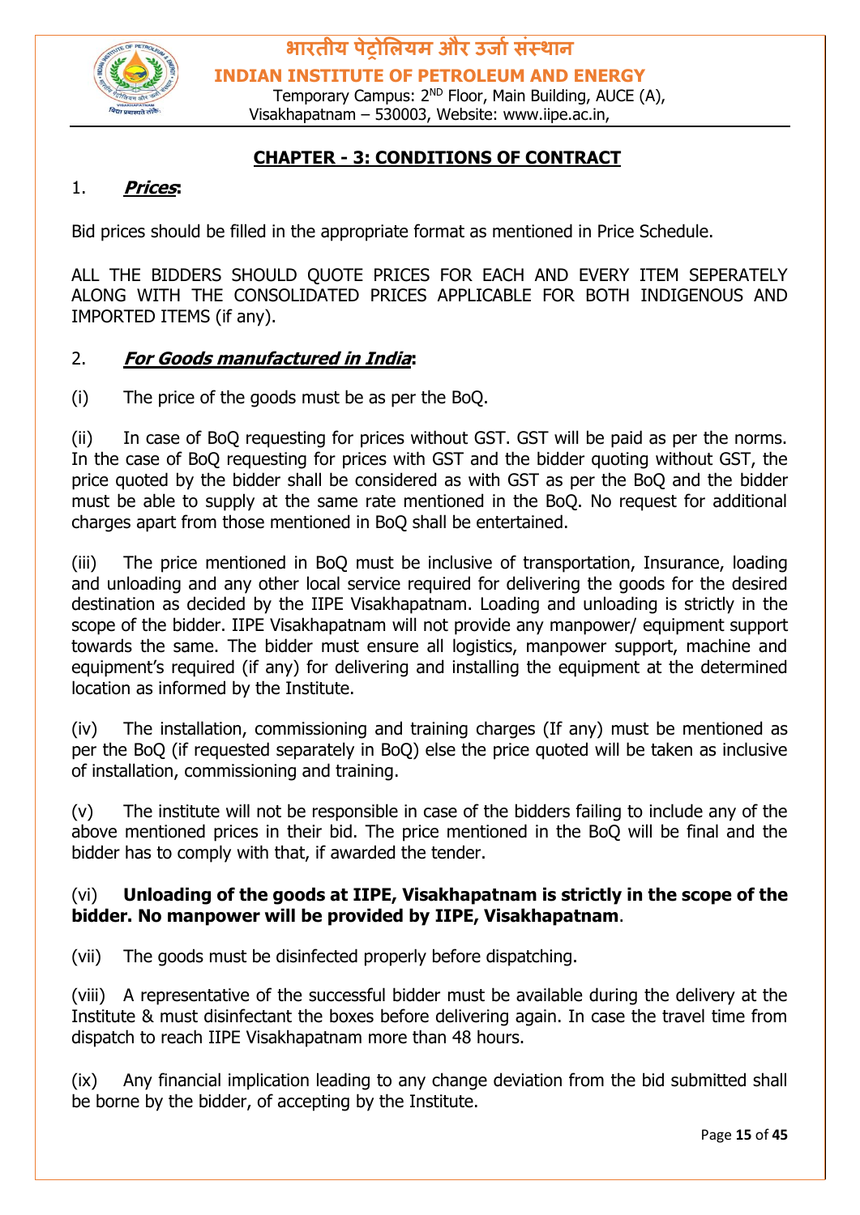## CHAPTER - 3: CONDITIONS OF CONTRACT

1. ***Prices*:**

Bid prices should be filled in the appropriate format as mentioned in Price Schedule.

ALL THE BIDDERS SHOULD QUOTE PRICES FOR EACH AND EVERY ITEM SEPERATELY ALONG WITH THE CONSOLIDATED PRICES APPLICABLE FOR BOTH INDIGENOUS AND IMPORTED ITEMS (if any).

2. ***For Goods manufactured in India*:**

(i) The price of the goods must be as per the BoQ.

(ii) In case of BoQ requesting for prices without GST. GST will be paid as per the norms. In the case of BoQ requesting for prices with GST and the bidder quoting without GST, the price quoted by the bidder shall be considered as with GST as per the BoQ and the bidder must be able to supply at the same rate mentioned in the BoQ. No request for additional charges apart from those mentioned in BoQ shall be entertained.

(iii) The price mentioned in BoQ must be inclusive of transportation, Insurance, loading and unloading and any other local service required for delivering the goods for the desired destination as decided by the IIPE Visakhapatnam. Loading and unloading is strictly in the scope of the bidder. IIPE Visakhapatnam will not provide any manpower/ equipment support towards the same. The bidder must ensure all logistics, manpower support, machine and equipment's required (if any) for delivering and installing the equipment at the determined location as informed by the Institute.

(iv) The installation, commissioning and training charges (If any) must be mentioned as per the BoQ (if requested separately in BoQ) else the price quoted will be taken as inclusive of installation, commissioning and training.

(v) The institute will not be responsible in case of the bidders failing to include any of the above mentioned prices in their bid. The price mentioned in the BoQ will be final and the bidder has to comply with that, if awarded the tender.

(vi) **Unloading of the goods at IIPE, Visakhapatnam is strictly in the scope of the bidder. No manpower will be provided by IIPE, Visakhapatnam**.

(vii) The goods must be disinfected properly before dispatching.

(viii) A representative of the successful bidder must be available during the delivery at the Institute & must disinfectant the boxes before delivering again. In case the travel time from dispatch to reach IIPE Visakhapatnam more than 48 hours.

(ix) Any financial implication leading to any change deviation from the bid submitted shall be borne by the bidder, of accepting by the Institute.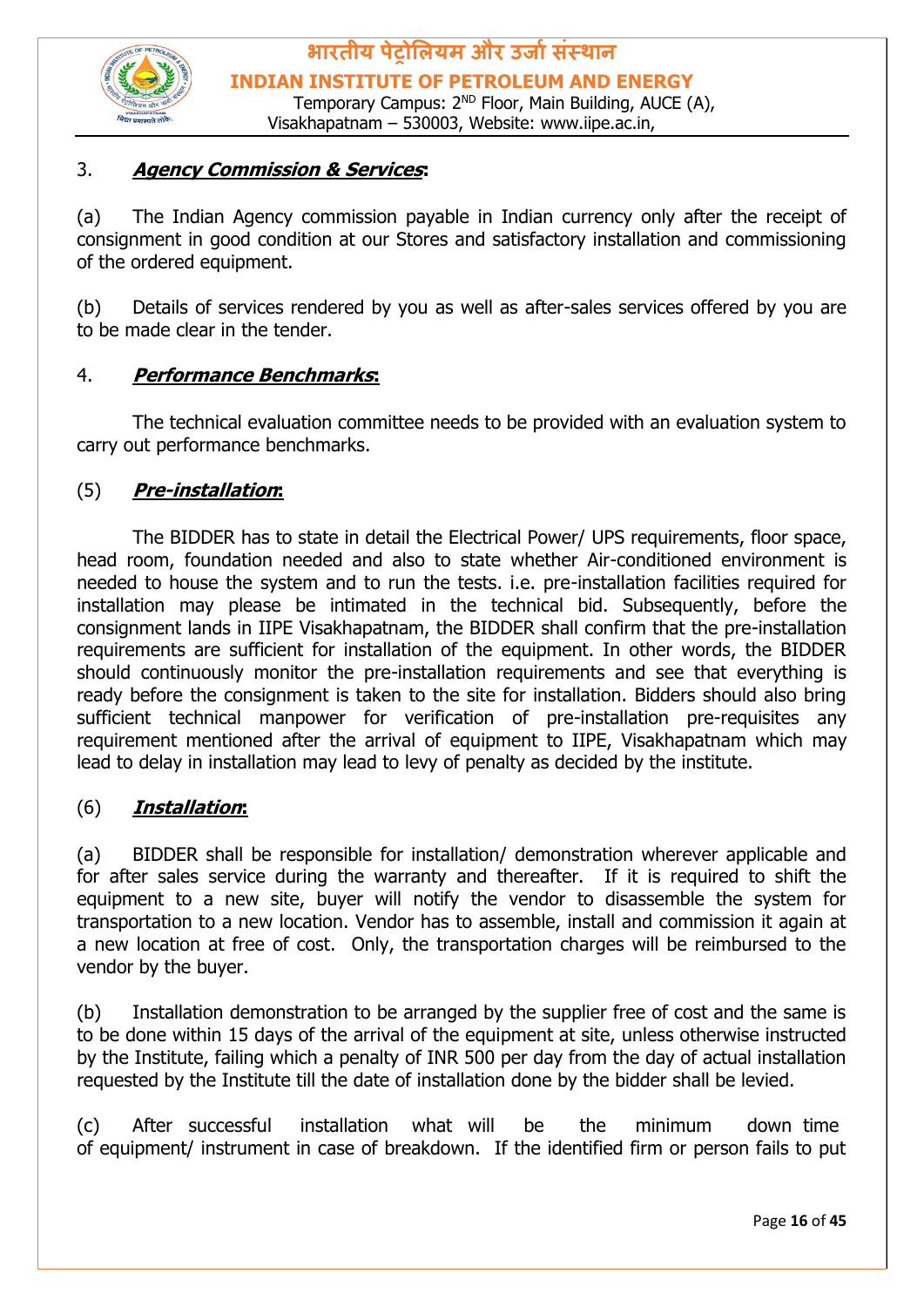3. ***Agency Commission & Services*:**

(a) The Indian Agency commission payable in Indian currency only after the receipt of consignment in good condition at our Stores and satisfactory installation and commissioning of the ordered equipment.

(b) Details of services rendered by you as well as after-sales services offered by you are to be made clear in the tender.

4. ***Performance Benchmarks*:**

The technical evaluation committee needs to be provided with an evaluation system to carry out performance benchmarks.

(5) ***Pre-installation*:**

The BIDDER has to state in detail the Electrical Power/ UPS requirements, floor space, head room, foundation needed and also to state whether Air-conditioned environment is needed to house the system and to run the tests. i.e. pre-installation facilities required for installation may please be intimated in the technical bid. Subsequently, before the consignment lands in IIPE Visakhapatnam, the BIDDER shall confirm that the pre-installation requirements are sufficient for installation of the equipment. In other words, the BIDDER should continuously monitor the pre-installation requirements and see that everything is ready before the consignment is taken to the site for installation. Bidders should also bring sufficient technical manpower for verification of pre-installation pre-requisites any requirement mentioned after the arrival of equipment to IIPE, Visakhapatnam which may lead to delay in installation may lead to levy of penalty as decided by the institute.

(6) ***Installation*:**

(a) BIDDER shall be responsible for installation/ demonstration wherever applicable and for after sales service during the warranty and thereafter. If it is required to shift the equipment to a new site, buyer will notify the vendor to disassemble the system for transportation to a new location. Vendor has to assemble, install and commission it again at a new location at free of cost. Only, the transportation charges will be reimbursed to the vendor by the buyer.

(b) Installation demonstration to be arranged by the supplier free of cost and the same is to be done within 15 days of the arrival of the equipment at site, unless otherwise instructed by the Institute, failing which a penalty of INR 500 per day from the day of actual installation requested by the Institute till the date of installation done by the bidder shall be levied.

(c) After successful installation what will be the minimum down time of equipment/ instrument in case of breakdown. If the identified firm or person fails to put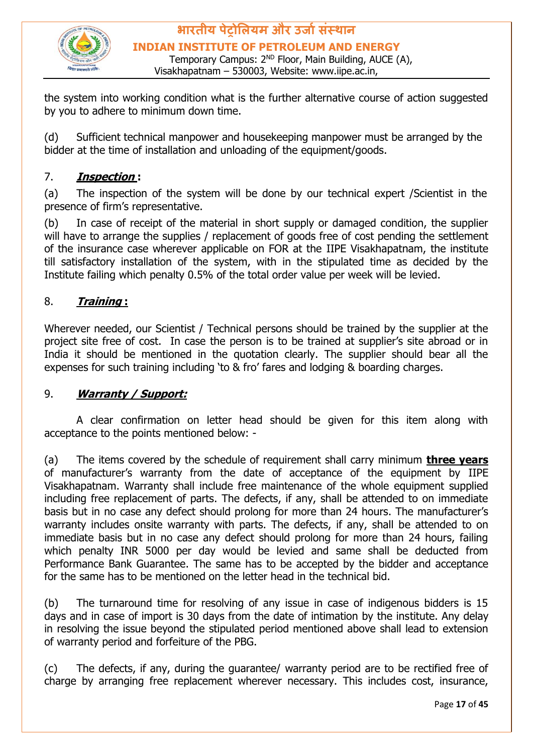the system into working condition what is the further alternative course of action suggested by you to adhere to minimum down time.

(d) Sufficient technical manpower and housekeeping manpower must be arranged by the bidder at the time of installation and unloading of the equipment/goods.

7. ***Inspection*** **:**

(a) The inspection of the system will be done by our technical expert /Scientist in the presence of firm's representative.

(b) In case of receipt of the material in short supply or damaged condition, the supplier will have to arrange the supplies / replacement of goods free of cost pending the settlement of the insurance case wherever applicable on FOR at the IIPE Visakhapatnam, the institute till satisfactory installation of the system, with in the stipulated time as decided by the Institute failing which penalty 0.5% of the total order value per week will be levied.

8. ***Training*** **:**

Wherever needed, our Scientist / Technical persons should be trained by the supplier at the project site free of cost. In case the person is to be trained at supplier's site abroad or in India it should be mentioned in the quotation clearly. The supplier should bear all the expenses for such training including 'to & fro' fares and lodging & boarding charges.

9. ***Warranty / Support:***

A clear confirmation on letter head should be given for this item along with acceptance to the points mentioned below: -

(a) The items covered by the schedule of requirement shall carry minimum **three years** of manufacturer's warranty from the date of acceptance of the equipment by IIPE Visakhapatnam. Warranty shall include free maintenance of the whole equipment supplied including free replacement of parts. The defects, if any, shall be attended to on immediate basis but in no case any defect should prolong for more than 24 hours. The manufacturer's warranty includes onsite warranty with parts. The defects, if any, shall be attended to on immediate basis but in no case any defect should prolong for more than 24 hours, failing which penalty INR 5000 per day would be levied and same shall be deducted from Performance Bank Guarantee. The same has to be accepted by the bidder and acceptance for the same has to be mentioned on the letter head in the technical bid.

(b) The turnaround time for resolving of any issue in case of indigenous bidders is 15 days and in case of import is 30 days from the date of intimation by the institute. Any delay in resolving the issue beyond the stipulated period mentioned above shall lead to extension of warranty period and forfeiture of the PBG.

(c) The defects, if any, during the guarantee/ warranty period are to be rectified free of charge by arranging free replacement wherever necessary. This includes cost, insurance,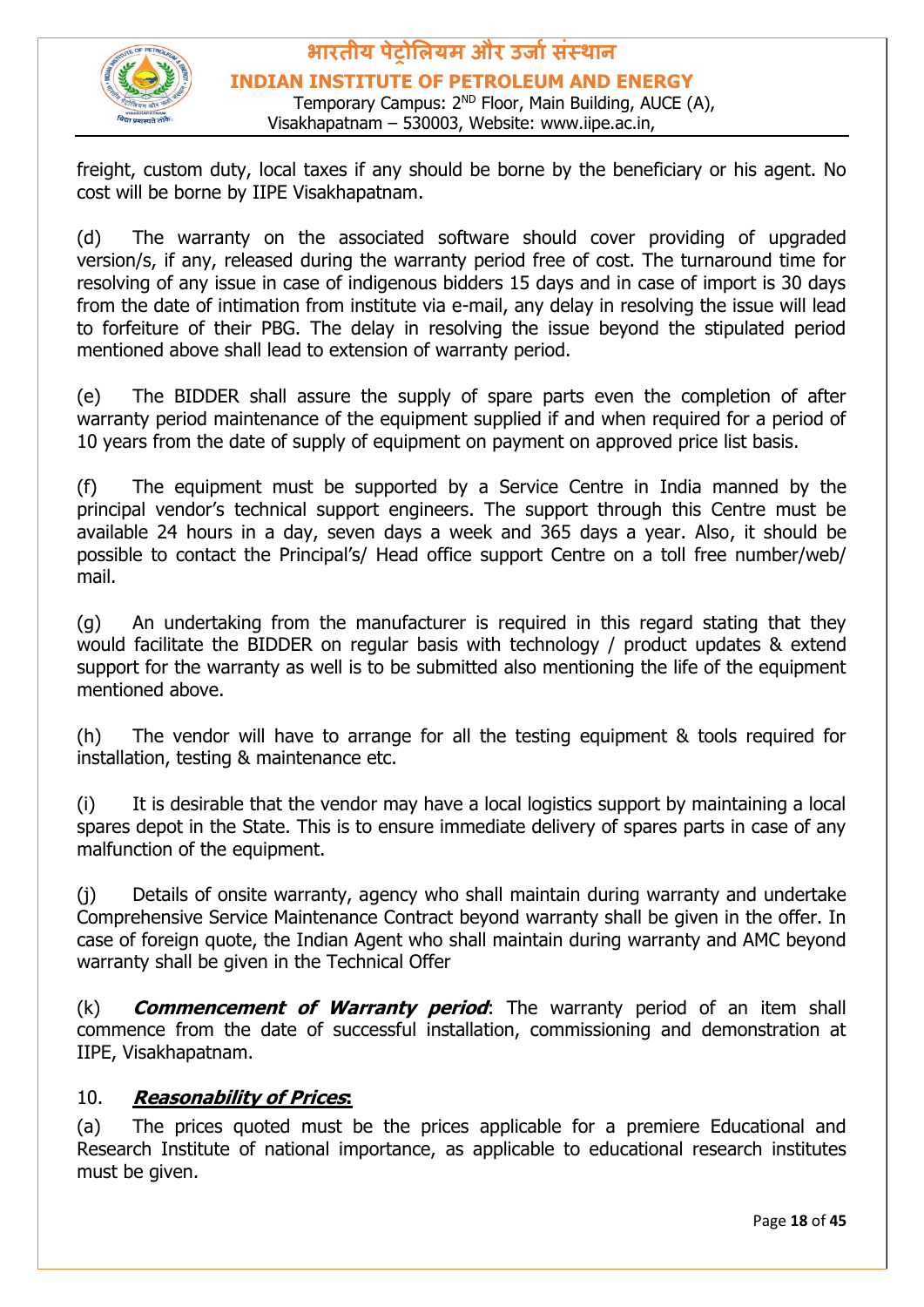freight, custom duty, local taxes if any should be borne by the beneficiary or his agent. No cost will be borne by IIPE Visakhapatnam.

(d) The warranty on the associated software should cover providing of upgraded version/s, if any, released during the warranty period free of cost. The turnaround time for resolving of any issue in case of indigenous bidders 15 days and in case of import is 30 days from the date of intimation from institute via e-mail, any delay in resolving the issue will lead to forfeiture of their PBG. The delay in resolving the issue beyond the stipulated period mentioned above shall lead to extension of warranty period.

(e) The BIDDER shall assure the supply of spare parts even the completion of after warranty period maintenance of the equipment supplied if and when required for a period of 10 years from the date of supply of equipment on payment on approved price list basis.

(f) The equipment must be supported by a Service Centre in India manned by the principal vendor's technical support engineers. The support through this Centre must be available 24 hours in a day, seven days a week and 365 days a year. Also, it should be possible to contact the Principal's/ Head office support Centre on a toll free number/web/ mail.

(g) An undertaking from the manufacturer is required in this regard stating that they would facilitate the BIDDER on regular basis with technology / product updates & extend support for the warranty as well is to be submitted also mentioning the life of the equipment mentioned above.

(h) The vendor will have to arrange for all the testing equipment & tools required for installation, testing & maintenance etc.

(i) It is desirable that the vendor may have a local logistics support by maintaining a local spares depot in the State. This is to ensure immediate delivery of spares parts in case of any malfunction of the equipment.

(j) Details of onsite warranty, agency who shall maintain during warranty and undertake Comprehensive Service Maintenance Contract beyond warranty shall be given in the offer. In case of foreign quote, the Indian Agent who shall maintain during warranty and AMC beyond warranty shall be given in the Technical Offer

(k) ***Commencement of Warranty period***: The warranty period of an item shall commence from the date of successful installation, commissioning and demonstration at IIPE, Visakhapatnam.

10. ***Reasonability of Prices:***

(a) The prices quoted must be the prices applicable for a premiere Educational and Research Institute of national importance, as applicable to educational research institutes must be given.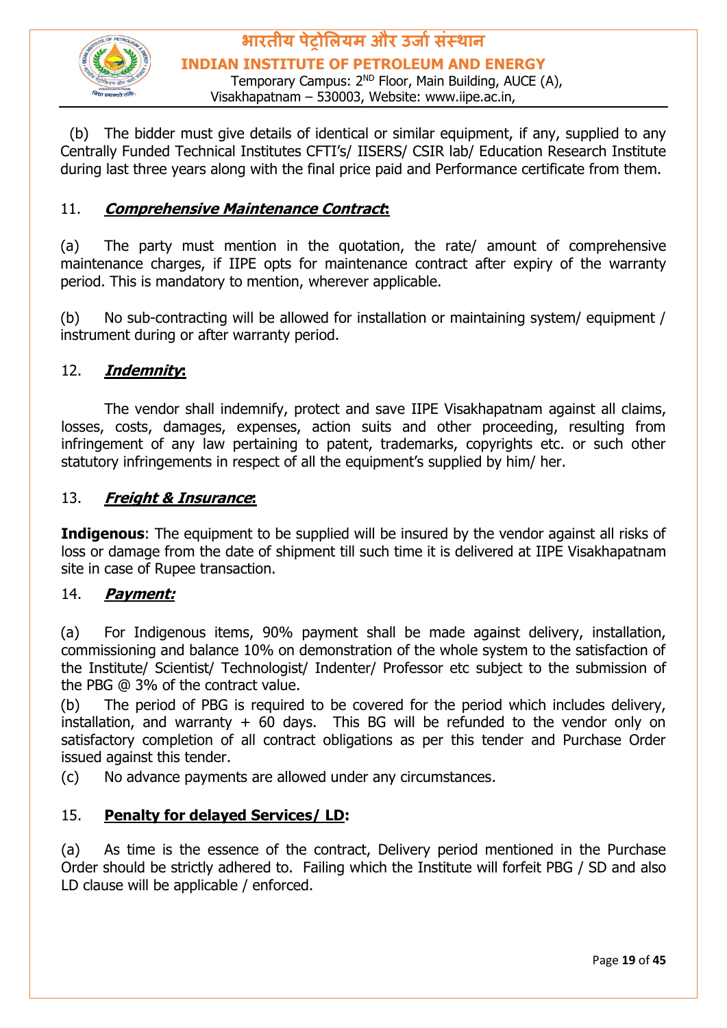(b) The bidder must give details of identical or similar equipment, if any, supplied to any Centrally Funded Technical Institutes CFTI's/ IISERS/ CSIR lab/ Education Research Institute during last three years along with the final price paid and Performance certificate from them.

11. ***Comprehensive Maintenance Contract*:**

(a) The party must mention in the quotation, the rate/ amount of comprehensive maintenance charges, if IIPE opts for maintenance contract after expiry of the warranty period. This is mandatory to mention, wherever applicable.

(b) No sub-contracting will be allowed for installation or maintaining system/ equipment / instrument during or after warranty period.

12. ***Indemnity*:**

The vendor shall indemnify, protect and save IIPE Visakhapatnam against all claims, losses, costs, damages, expenses, action suits and other proceeding, resulting from infringement of any law pertaining to patent, trademarks, copyrights etc. or such other statutory infringements in respect of all the equipment's supplied by him/ her.

13. ***Freight & Insurance*:**

**Indigenous**: The equipment to be supplied will be insured by the vendor against all risks of loss or damage from the date of shipment till such time it is delivered at IIPE Visakhapatnam site in case of Rupee transaction.

14. ***Payment:***

(a) For Indigenous items, 90% payment shall be made against delivery, installation, commissioning and balance 10% on demonstration of the whole system to the satisfaction of the Institute/ Scientist/ Technologist/ Indenter/ Professor etc subject to the submission of the PBG @ 3% of the contract value.

(b) The period of PBG is required to be covered for the period which includes delivery, installation, and warranty + 60 days. This BG will be refunded to the vendor only on satisfactory completion of all contract obligations as per this tender and Purchase Order issued against this tender.

(c) No advance payments are allowed under any circumstances.

15. **Penalty for delayed Services/ LD:**

(a) As time is the essence of the contract, Delivery period mentioned in the Purchase Order should be strictly adhered to. Failing which the Institute will forfeit PBG / SD and also LD clause will be applicable / enforced.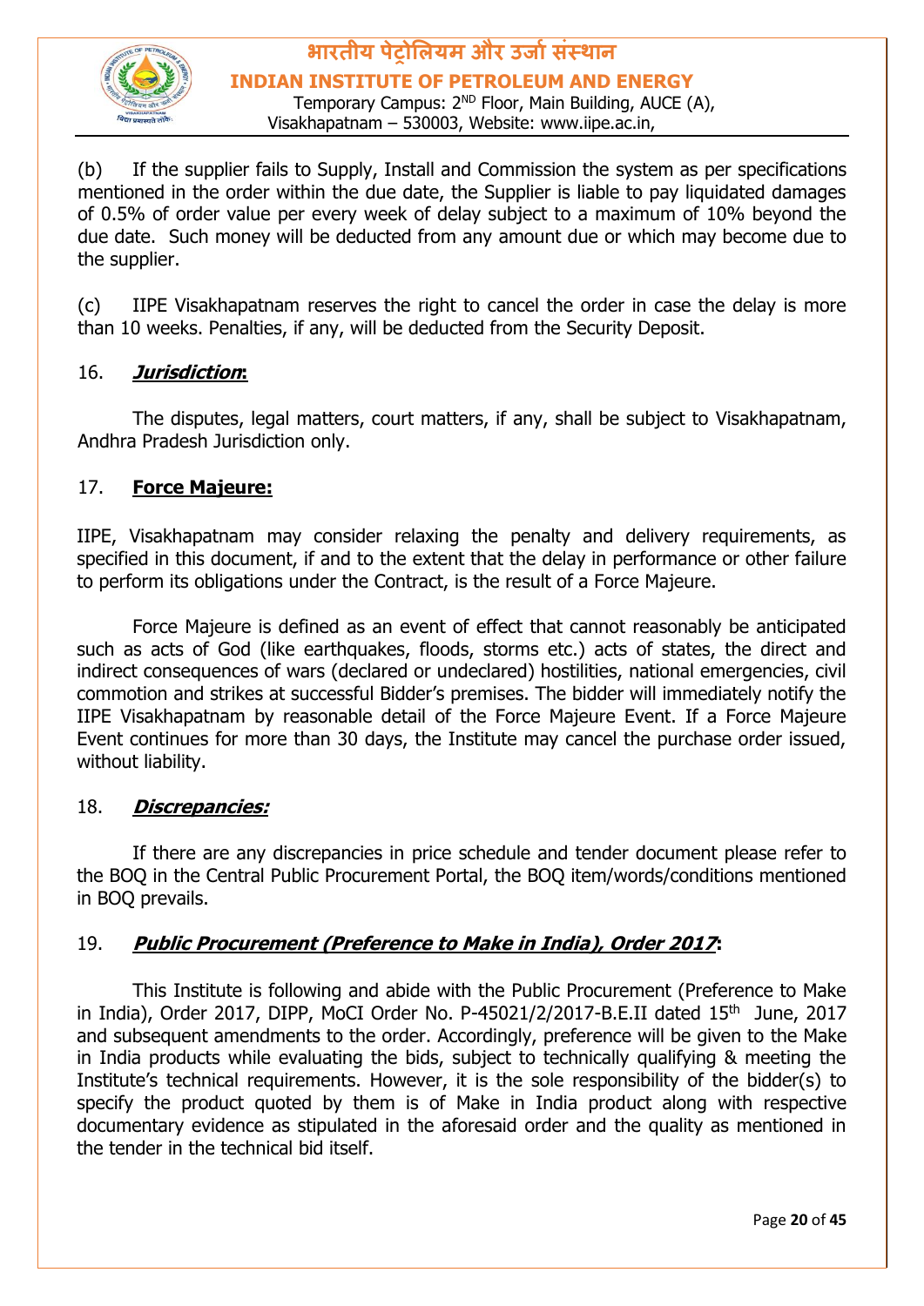(b) If the supplier fails to Supply, Install and Commission the system as per specifications mentioned in the order within the due date, the Supplier is liable to pay liquidated damages of 0.5% of order value per every week of delay subject to a maximum of 10% beyond the due date. Such money will be deducted from any amount due or which may become due to the supplier.

(c) IIPE Visakhapatnam reserves the right to cancel the order in case the delay is more than 10 weeks. Penalties, if any, will be deducted from the Security Deposit.

16. ***Jurisdiction*:**

The disputes, legal matters, court matters, if any, shall be subject to Visakhapatnam, Andhra Pradesh Jurisdiction only.

17. **Force Majeure:**

IIPE, Visakhapatnam may consider relaxing the penalty and delivery requirements, as specified in this document, if and to the extent that the delay in performance or other failure to perform its obligations under the Contract, is the result of a Force Majeure.

Force Majeure is defined as an event of effect that cannot reasonably be anticipated such as acts of God (like earthquakes, floods, storms etc.) acts of states, the direct and indirect consequences of wars (declared or undeclared) hostilities, national emergencies, civil commotion and strikes at successful Bidder's premises. The bidder will immediately notify the IIPE Visakhapatnam by reasonable detail of the Force Majeure Event. If a Force Majeure Event continues for more than 30 days, the Institute may cancel the purchase order issued, without liability.

18. ***Discrepancies:***

If there are any discrepancies in price schedule and tender document please refer to the BOQ in the Central Public Procurement Portal, the BOQ item/words/conditions mentioned in BOQ prevails.

19. ***Public Procurement (Preference to Make in India), Order 2017*:**

This Institute is following and abide with the Public Procurement (Preference to Make in India), Order 2017, DIPP, MoCI Order No. P-45021/2/2017-B.E.II dated 15th June, 2017 and subsequent amendments to the order. Accordingly, preference will be given to the Make in India products while evaluating the bids, subject to technically qualifying & meeting the Institute's technical requirements. However, it is the sole responsibility of the bidder(s) to specify the product quoted by them is of Make in India product along with respective documentary evidence as stipulated in the aforesaid order and the quality as mentioned in the tender in the technical bid itself.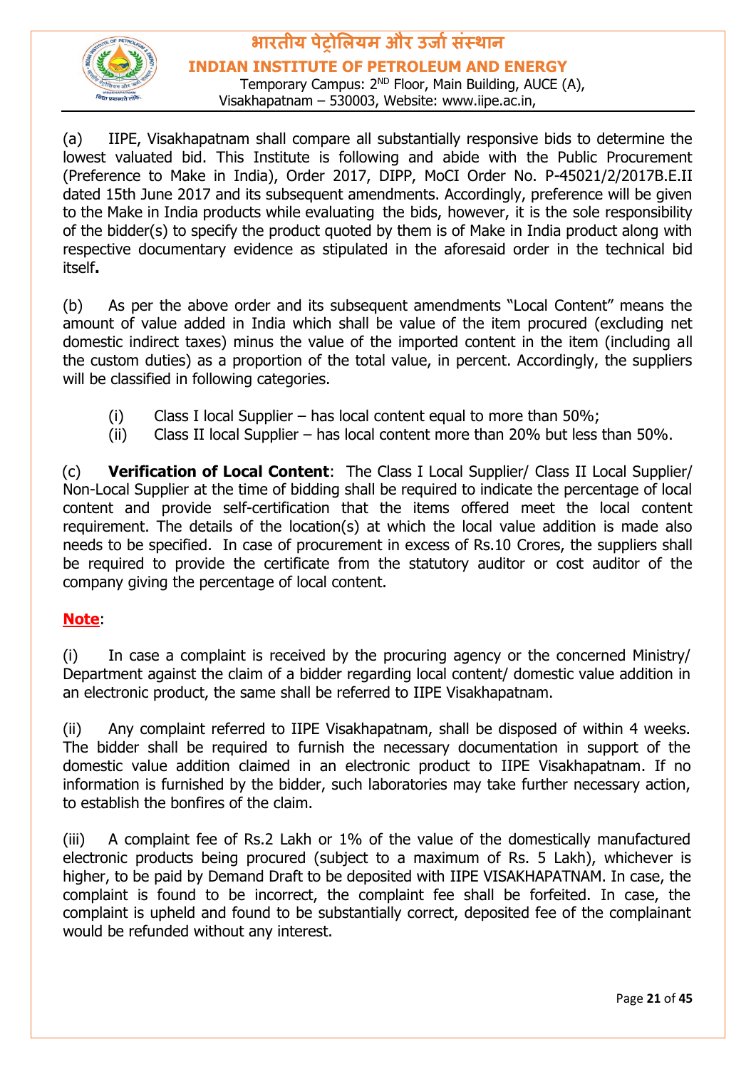(a) IIPE, Visakhapatnam shall compare all substantially responsive bids to determine the lowest valuated bid. This Institute is following and abide with the Public Procurement (Preference to Make in India), Order 2017, DIPP, MoCI Order No. P-45021/2/2017B.E.II dated 15th June 2017 and its subsequent amendments. Accordingly, preference will be given to the Make in India products while evaluating the bids, however, it is the sole responsibility of the bidder(s) to specify the product quoted by them is of Make in India product along with respective documentary evidence as stipulated in the aforesaid order in the technical bid itself**.**

(b) As per the above order and its subsequent amendments "Local Content" means the amount of value added in India which shall be value of the item procured (excluding net domestic indirect taxes) minus the value of the imported content in the item (including all the custom duties) as a proportion of the total value, in percent. Accordingly, the suppliers will be classified in following categories.

(i) Class I local Supplier – has local content equal to more than 50%;
(ii) Class II local Supplier – has local content more than 20% but less than 50%.

(c) **Verification of Local Content**: The Class I Local Supplier/ Class II Local Supplier/ Non-Local Supplier at the time of bidding shall be required to indicate the percentage of local content and provide self-certification that the items offered meet the local content requirement. The details of the location(s) at which the local value addition is made also needs to be specified. In case of procurement in excess of Rs.10 Crores, the suppliers shall be required to provide the certificate from the statutory auditor or cost auditor of the company giving the percentage of local content.

**Note**:

(i) In case a complaint is received by the procuring agency or the concerned Ministry/ Department against the claim of a bidder regarding local content/ domestic value addition in an electronic product, the same shall be referred to IIPE Visakhapatnam.

(ii) Any complaint referred to IIPE Visakhapatnam, shall be disposed of within 4 weeks. The bidder shall be required to furnish the necessary documentation in support of the domestic value addition claimed in an electronic product to IIPE Visakhapatnam. If no information is furnished by the bidder, such laboratories may take further necessary action, to establish the bonfires of the claim.

(iii) A complaint fee of Rs.2 Lakh or 1% of the value of the domestically manufactured electronic products being procured (subject to a maximum of Rs. 5 Lakh), whichever is higher, to be paid by Demand Draft to be deposited with IIPE VISAKHAPATNAM. In case, the complaint is found to be incorrect, the complaint fee shall be forfeited. In case, the complaint is upheld and found to be substantially correct, deposited fee of the complainant would be refunded without any interest.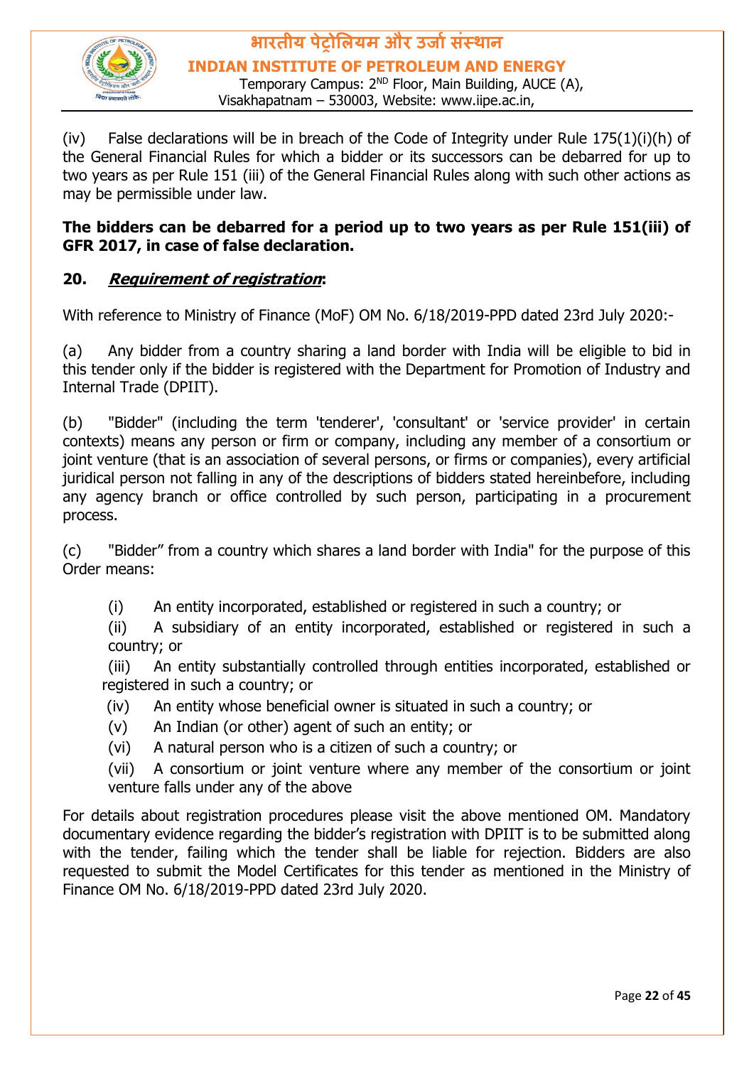(iv) False declarations will be in breach of the Code of Integrity under Rule 175(1)(i)(h) of the General Financial Rules for which a bidder or its successors can be debarred for up to two years as per Rule 151 (iii) of the General Financial Rules along with such other actions as may be permissible under law.

**The bidders can be debarred for a period up to two years as per Rule 151(iii) of GFR 2017, in case of false declaration.**

**20. *Requirement of registration*:**

With reference to Ministry of Finance (MoF) OM No. 6/18/2019-PPD dated 23rd July 2020:-

(a) Any bidder from a country sharing a land border with India will be eligible to bid in this tender only if the bidder is registered with the Department for Promotion of Industry and Internal Trade (DPIIT).

(b) "Bidder" (including the term 'tenderer', 'consultant' or 'service provider' in certain contexts) means any person or firm or company, including any member of a consortium or joint venture (that is an association of several persons, or firms or companies), every artificial juridical person not falling in any of the descriptions of bidders stated hereinbefore, including any agency branch or office controlled by such person, participating in a procurement process.

(c) "Bidder" from a country which shares a land border with India" for the purpose of this Order means:

(i) An entity incorporated, established or registered in such a country; or

(ii) A subsidiary of an entity incorporated, established or registered in such a country; or

(iii) An entity substantially controlled through entities incorporated, established or registered in such a country; or

(iv) An entity whose beneficial owner is situated in such a country; or

(v) An Indian (or other) agent of such an entity; or

(vi) A natural person who is a citizen of such a country; or

(vii) A consortium or joint venture where any member of the consortium or joint venture falls under any of the above

For details about registration procedures please visit the above mentioned OM. Mandatory documentary evidence regarding the bidder's registration with DPIIT is to be submitted along with the tender, failing which the tender shall be liable for rejection. Bidders are also requested to submit the Model Certificates for this tender as mentioned in the Ministry of Finance OM No. 6/18/2019-PPD dated 23rd July 2020.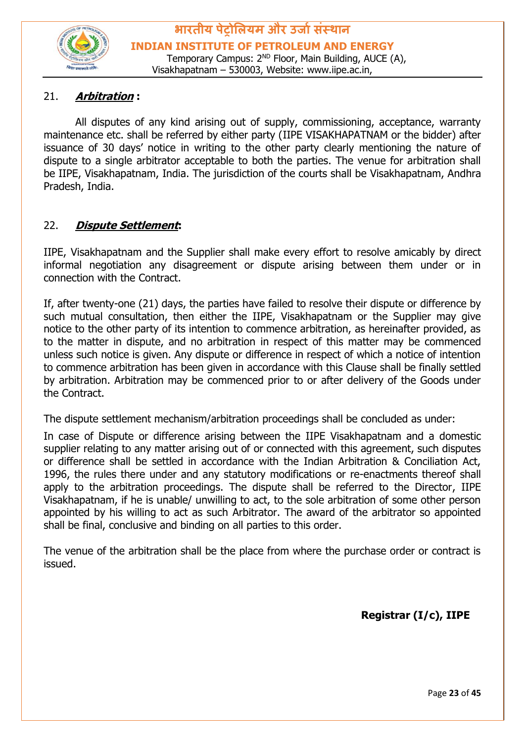21. ***Arbitration*** **:**

All disputes of any kind arising out of supply, commissioning, acceptance, warranty maintenance etc. shall be referred by either party (IIPE VISAKHAPATNAM or the bidder) after issuance of 30 days' notice in writing to the other party clearly mentioning the nature of dispute to a single arbitrator acceptable to both the parties. The venue for arbitration shall be IIPE, Visakhapatnam, India. The jurisdiction of the courts shall be Visakhapatnam, Andhra Pradesh, India.

22. ***Dispute Settlement*****:**

IIPE, Visakhapatnam and the Supplier shall make every effort to resolve amicably by direct informal negotiation any disagreement or dispute arising between them under or in connection with the Contract.

If, after twenty-one (21) days, the parties have failed to resolve their dispute or difference by such mutual consultation, then either the IIPE, Visakhapatnam or the Supplier may give notice to the other party of its intention to commence arbitration, as hereinafter provided, as to the matter in dispute, and no arbitration in respect of this matter may be commenced unless such notice is given. Any dispute or difference in respect of which a notice of intention to commence arbitration has been given in accordance with this Clause shall be finally settled by arbitration. Arbitration may be commenced prior to or after delivery of the Goods under the Contract.

The dispute settlement mechanism/arbitration proceedings shall be concluded as under:

In case of Dispute or difference arising between the IIPE Visakhapatnam and a domestic supplier relating to any matter arising out of or connected with this agreement, such disputes or difference shall be settled in accordance with the Indian Arbitration & Conciliation Act, 1996, the rules there under and any statutory modifications or re-enactments thereof shall apply to the arbitration proceedings. The dispute shall be referred to the Director, IIPE Visakhapatnam, if he is unable/ unwilling to act, to the sole arbitration of some other person appointed by his willing to act as such Arbitrator. The award of the arbitrator so appointed shall be final, conclusive and binding on all parties to this order.

The venue of the arbitration shall be the place from where the purchase order or contract is issued.

**Registrar (I/c), IIPE**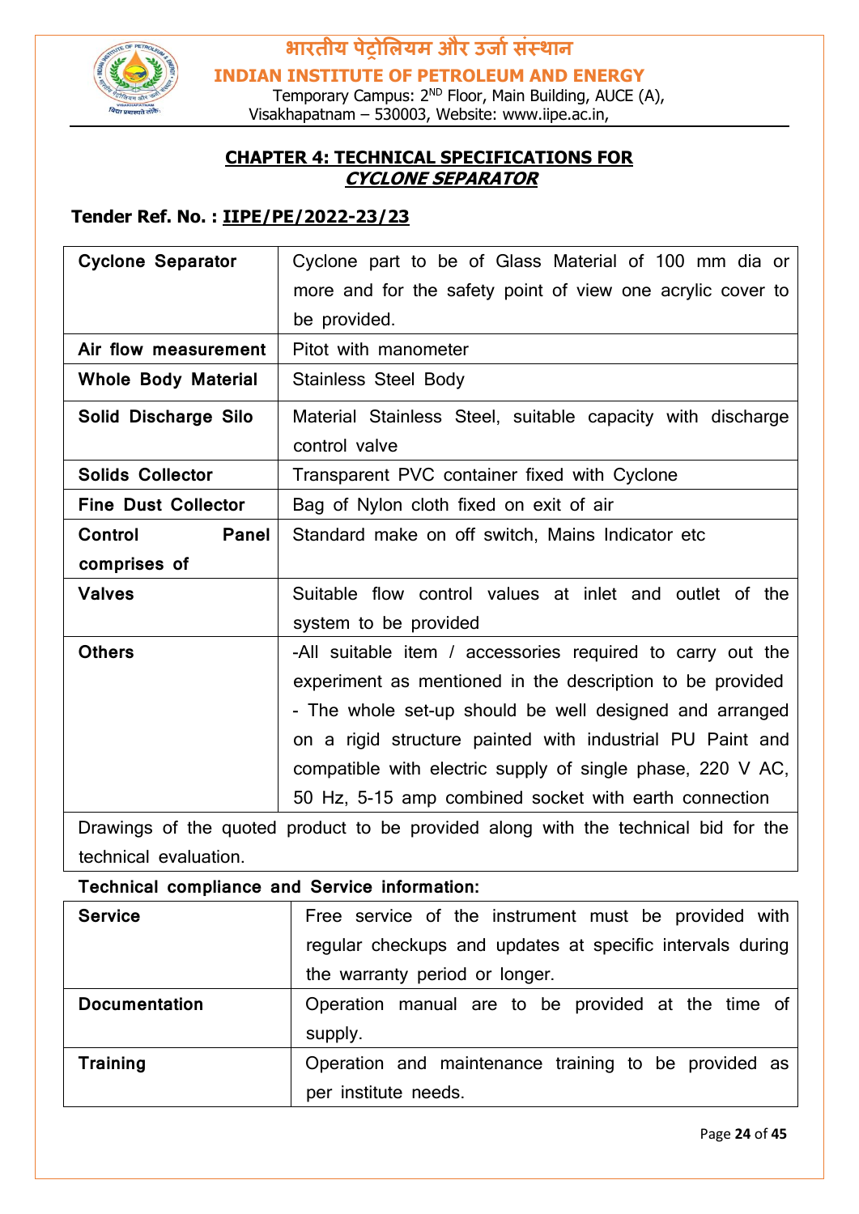## CHAPTER 4: TECHNICAL SPECIFICATIONS FOR *CYCLONE SEPARATOR*

**Tender Ref. No. : IIPE/PE/2022-23/23**

| | |
|---|---|
| **Cyclone Separator** | Cyclone part to be of Glass Material of 100 mm dia or more and for the safety point of view one acrylic cover to be provided. |
| **Air flow measurement** | Pitot with manometer |
| **Whole Body Material** | Stainless Steel Body |
| **Solid Discharge Silo** | Material Stainless Steel, suitable capacity with discharge control valve |
| **Solids Collector** | Transparent PVC container fixed with Cyclone |
| **Fine Dust Collector** | Bag of Nylon cloth fixed on exit of air |
| **Control Panel comprises of** | Standard make on off switch, Mains Indicator etc |
| **Valves** | Suitable flow control values at inlet and outlet of the system to be provided |
| **Others** | -All suitable item / accessories required to carry out the experiment as mentioned in the description to be provided - The whole set-up should be well designed and arranged on a rigid structure painted with industrial PU Paint and compatible with electric supply of single phase, 220 V AC, 50 Hz, 5-15 amp combined socket with earth connection |
| Drawings of the quoted product to be provided along with the technical bid for the technical evaluation. | |

**Technical compliance and Service information:**

| | |
|---|---|
| **Service** | Free service of the instrument must be provided with regular checkups and updates at specific intervals during the warranty period or longer. |
| **Documentation** | Operation manual are to be provided at the time of supply. |
| **Training** | Operation and maintenance training to be provided as per institute needs. |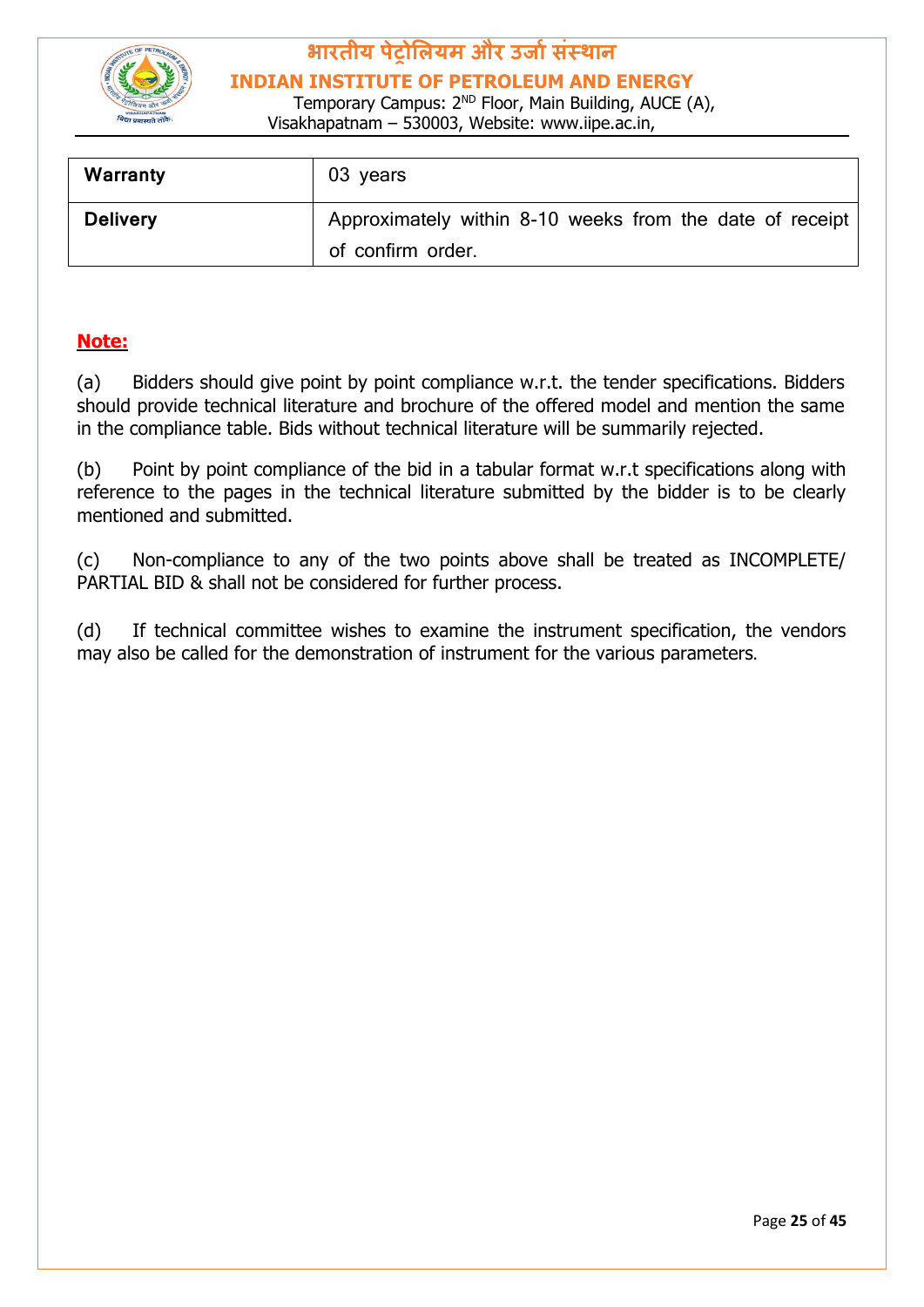| Warranty | 03 years |
|---|---|
| Delivery | Approximately within 8-10 weeks from the date of receipt of confirm order. |

**Note:**

(a) Bidders should give point by point compliance w.r.t. the tender specifications. Bidders should provide technical literature and brochure of the offered model and mention the same in the compliance table. Bids without technical literature will be summarily rejected.

(b) Point by point compliance of the bid in a tabular format w.r.t specifications along with reference to the pages in the technical literature submitted by the bidder is to be clearly mentioned and submitted.

(c) Non-compliance to any of the two points above shall be treated as INCOMPLETE/ PARTIAL BID & shall not be considered for further process.

(d) If technical committee wishes to examine the instrument specification, the vendors may also be called for the demonstration of instrument for the various parameters.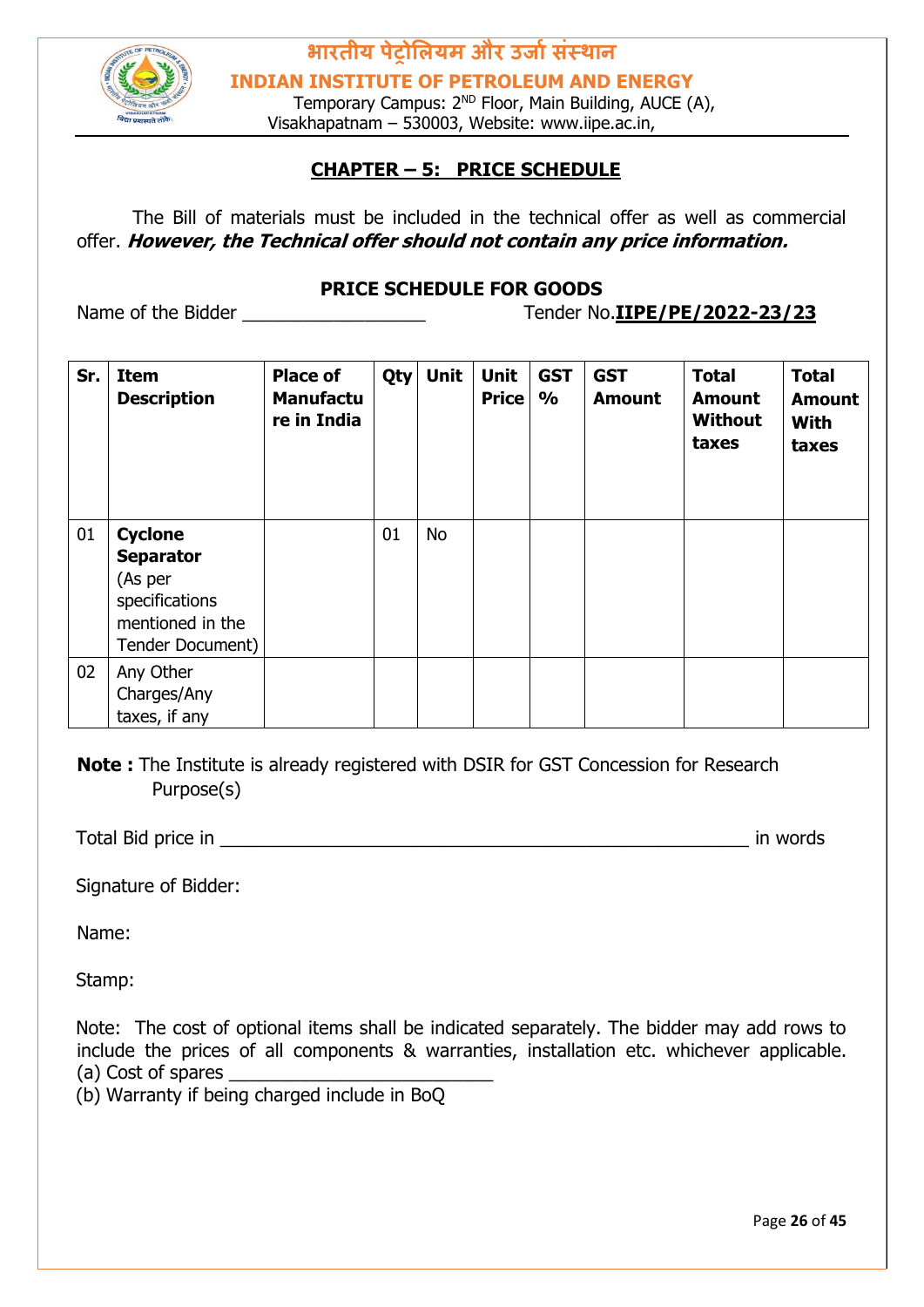# भारतीय पेट्रोलियम और उर्जा संस्थान

**INDIAN INSTITUTE OF PETROLEUM AND ENERGY**

Temporary Campus: 2ND Floor, Main Building, AUCE (A), Visakhapatnam – 530003, Website: www.iipe.ac.in,

## CHAPTER – 5: PRICE SCHEDULE

The Bill of materials must be included in the technical offer as well as commercial offer. ***However, the Technical offer should not contain any price information.***

### PRICE SCHEDULE FOR GOODS

Name of the Bidder __________________ Tender No.**IIPE/PE/2022-23/23**

| Sr. | Item Description | Place of Manufacture in India | Qty | Unit | Unit Price | GST % | GST Amount | Total Amount Without taxes | Total Amount With taxes |
|---|---|---|---|---|---|---|---|---|---|
| 01 | **Cyclone Separator** (As per specifications mentioned in the Tender Document) | | 01 | No | | | | | |
| 02 | Any Other Charges/Any taxes, if any | | | | | | | | |

**Note :** The Institute is already registered with DSIR for GST Concession for Research Purpose(s)

Total Bid price in ______________________________________________________ in words

Signature of Bidder:

Name:

Stamp:

Note: The cost of optional items shall be indicated separately. The bidder may add rows to include the prices of all components & warranties, installation etc. whichever applicable.
(a) Cost of spares __________________________
(b) Warranty if being charged include in BoQ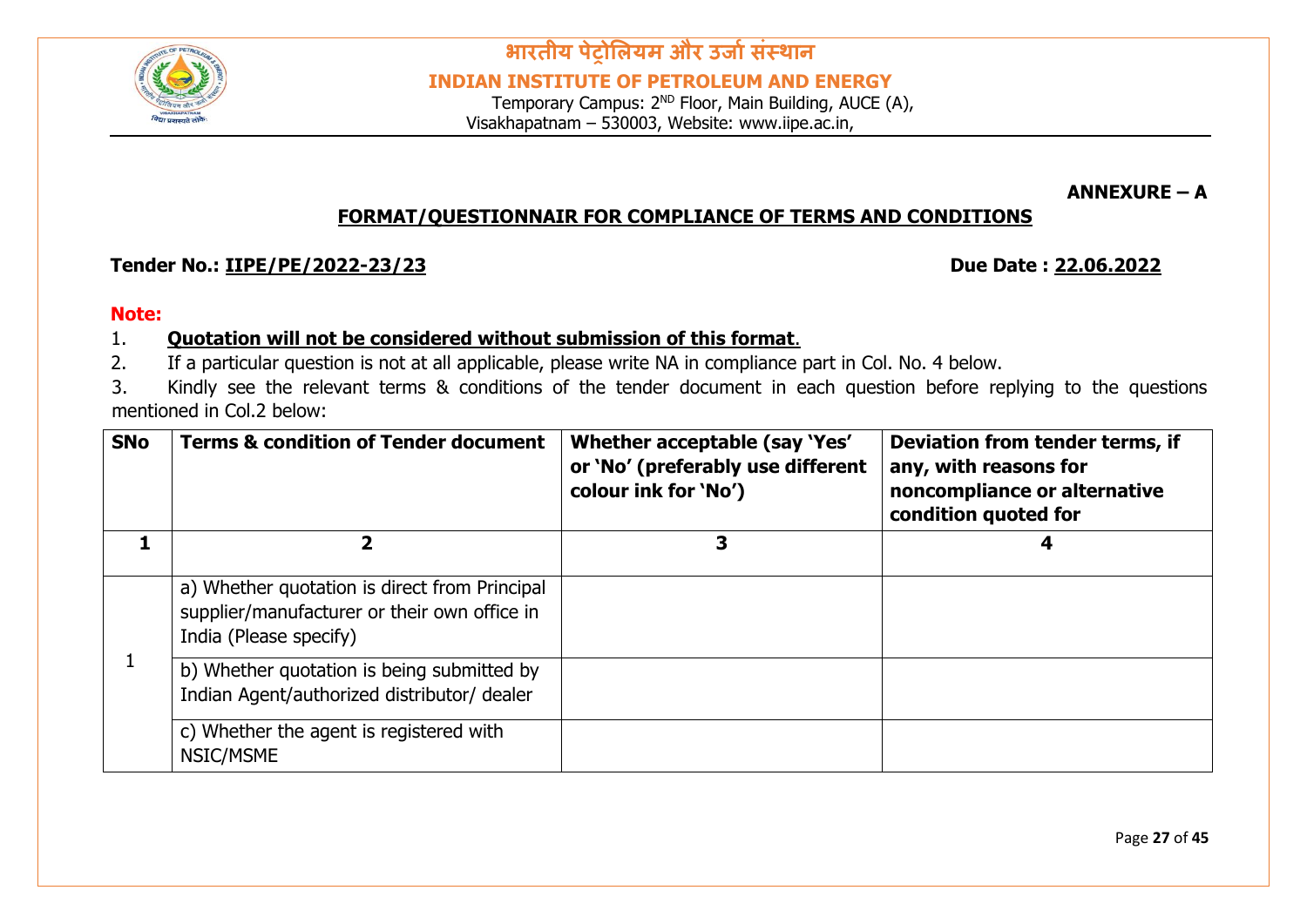# भारतीय पेट्रोलियम और उर्जा संस्थान

## INDIAN INSTITUTE OF PETROLEUM AND ENERGY

Temporary Campus: 2[ND] Floor, Main Building, AUCE (A), Visakhapatnam – 530003, Website: www.iipe.ac.in,

**ANNEXURE – A**

## FORMAT/QUESTIONNAIR FOR COMPLIANCE OF TERMS AND CONDITIONS

**Tender No.: IIPE/PE/2022-23/23** **Due Date : 22.06.2022**

**Note:**

1. **Quotation will not be considered without submission of this format**.
2. If a particular question is not at all applicable, please write NA in compliance part in Col. No. 4 below.
3. Kindly see the relevant terms & conditions of the tender document in each question before replying to the questions mentioned in Col.2 below:

| SNo | Terms & condition of Tender document | Whether acceptable (say 'Yes' or 'No' (preferably use different colour ink for 'No') | Deviation from tender terms, if any, with reasons for noncompliance or alternative condition quoted for |
|---|---|---|---|
| 1 | 2 | 3 | 4 |
| 1 | a) Whether quotation is direct from Principal supplier/manufacturer or their own office in India (Please specify) | | |
| | b) Whether quotation is being submitted by Indian Agent/authorized distributor/ dealer | | |
| | c) Whether the agent is registered with NSIC/MSME | | |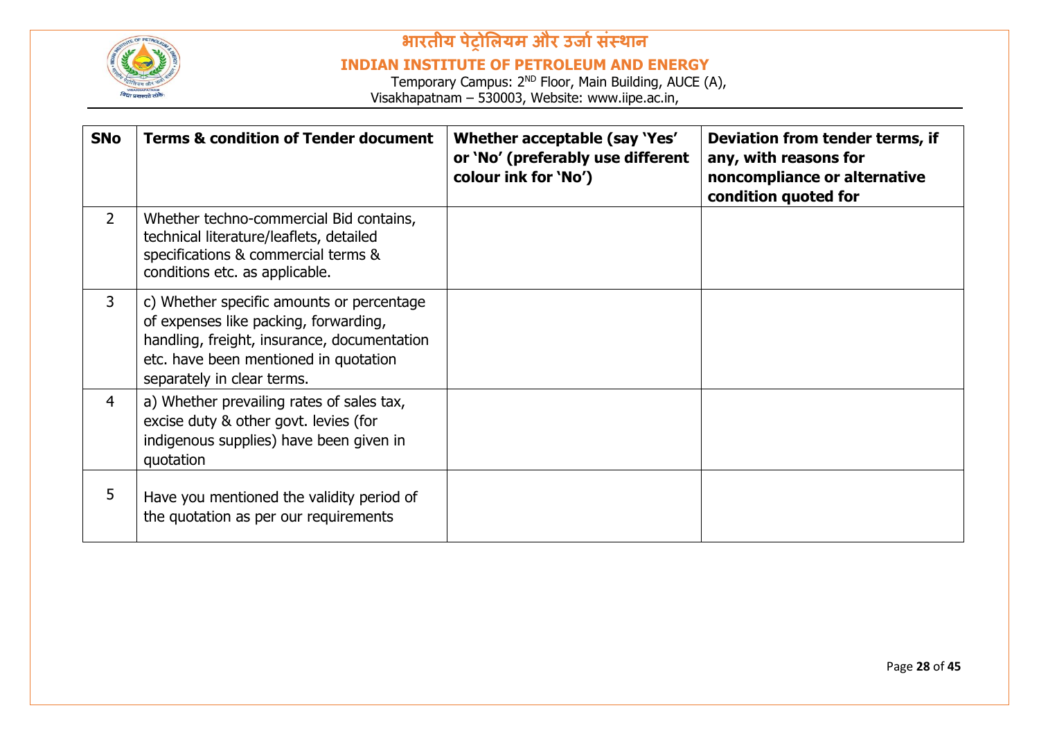| SNo | Terms & condition of Tender document | Whether acceptable (say 'Yes' or 'No' (preferably use different colour ink for 'No') | Deviation from tender terms, if any, with reasons for noncompliance or alternative condition quoted for |
|---|---|---|---|
| 2 | Whether techno-commercial Bid contains, technical literature/leaflets, detailed specifications & commercial terms & conditions etc. as applicable. | | |
| 3 | c) Whether specific amounts or percentage of expenses like packing, forwarding, handling, freight, insurance, documentation etc. have been mentioned in quotation separately in clear terms. | | |
| 4 | a) Whether prevailing rates of sales tax, excise duty & other govt. levies (for indigenous supplies) have been given in quotation | | |
| 5 | Have you mentioned the validity period of the quotation as per our requirements | | |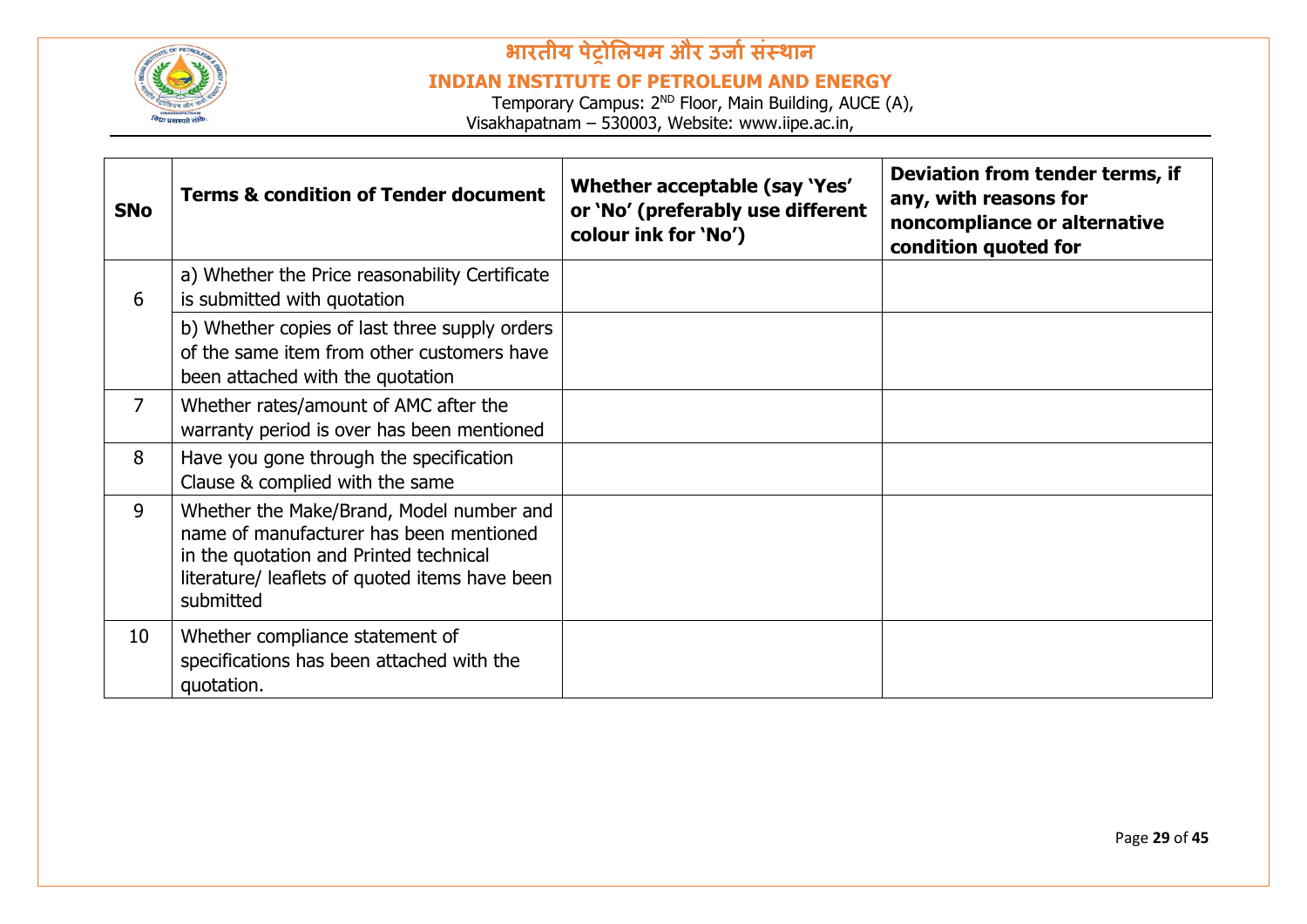| SNo | Terms & condition of Tender document | Whether acceptable (say 'Yes' or 'No' (preferably use different colour ink for 'No') | Deviation from tender terms, if any, with reasons for noncompliance or alternative condition quoted for |
|---|---|---|---|
| 6 | a) Whether the Price reasonability Certificate is submitted with quotation | | |
| | b) Whether copies of last three supply orders of the same item from other customers have been attached with the quotation | | |
| 7 | Whether rates/amount of AMC after the warranty period is over has been mentioned | | |
| 8 | Have you gone through the specification Clause & complied with the same | | |
| 9 | Whether the Make/Brand, Model number and name of manufacturer has been mentioned in the quotation and Printed technical literature/ leaflets of quoted items have been submitted | | |
| 10 | Whether compliance statement of specifications has been attached with the quotation. | | |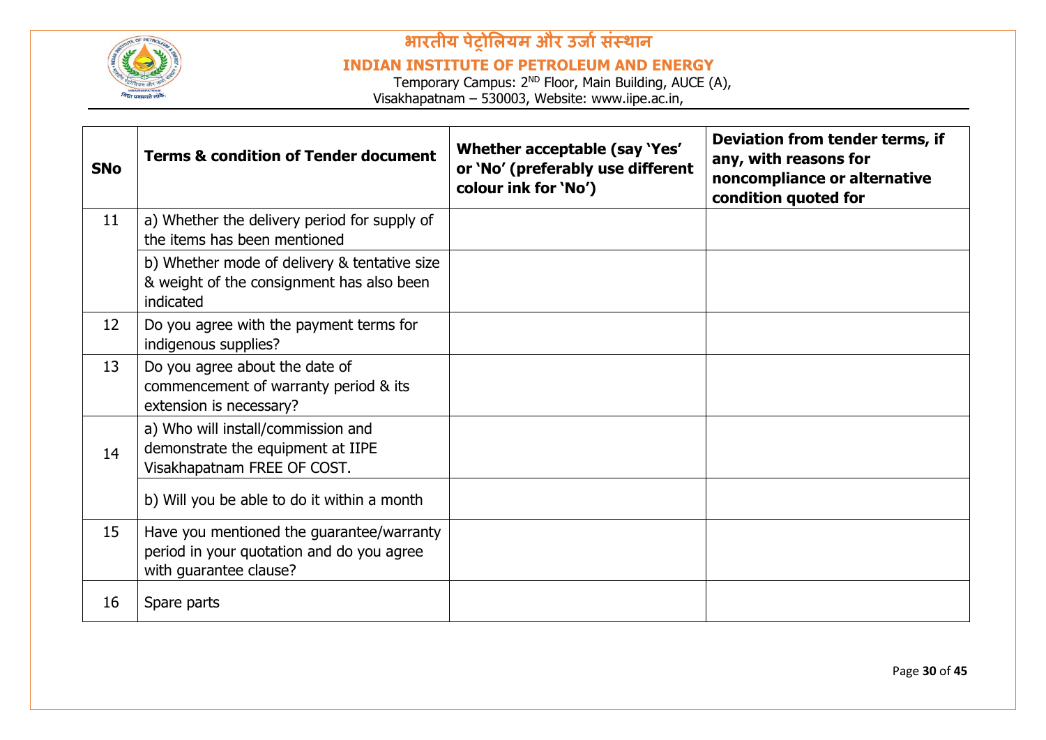| SNo | Terms & condition of Tender document | Whether acceptable (say 'Yes' or 'No' (preferably use different colour ink for 'No') | Deviation from tender terms, if any, with reasons for noncompliance or alternative condition quoted for |
|---|---|---|---|
| 11 | a) Whether the delivery period for supply of the items has been mentioned | | |
| | b) Whether mode of delivery & tentative size & weight of the consignment has also been indicated | | |
| 12 | Do you agree with the payment terms for indigenous supplies? | | |
| 13 | Do you agree about the date of commencement of warranty period & its extension is necessary? | | |
| 14 | a) Who will install/commission and demonstrate the equipment at IIPE Visakhapatnam FREE OF COST. | | |
| | b) Will you be able to do it within a month | | |
| 15 | Have you mentioned the guarantee/warranty period in your quotation and do you agree with guarantee clause? | | |
| 16 | Spare parts | | |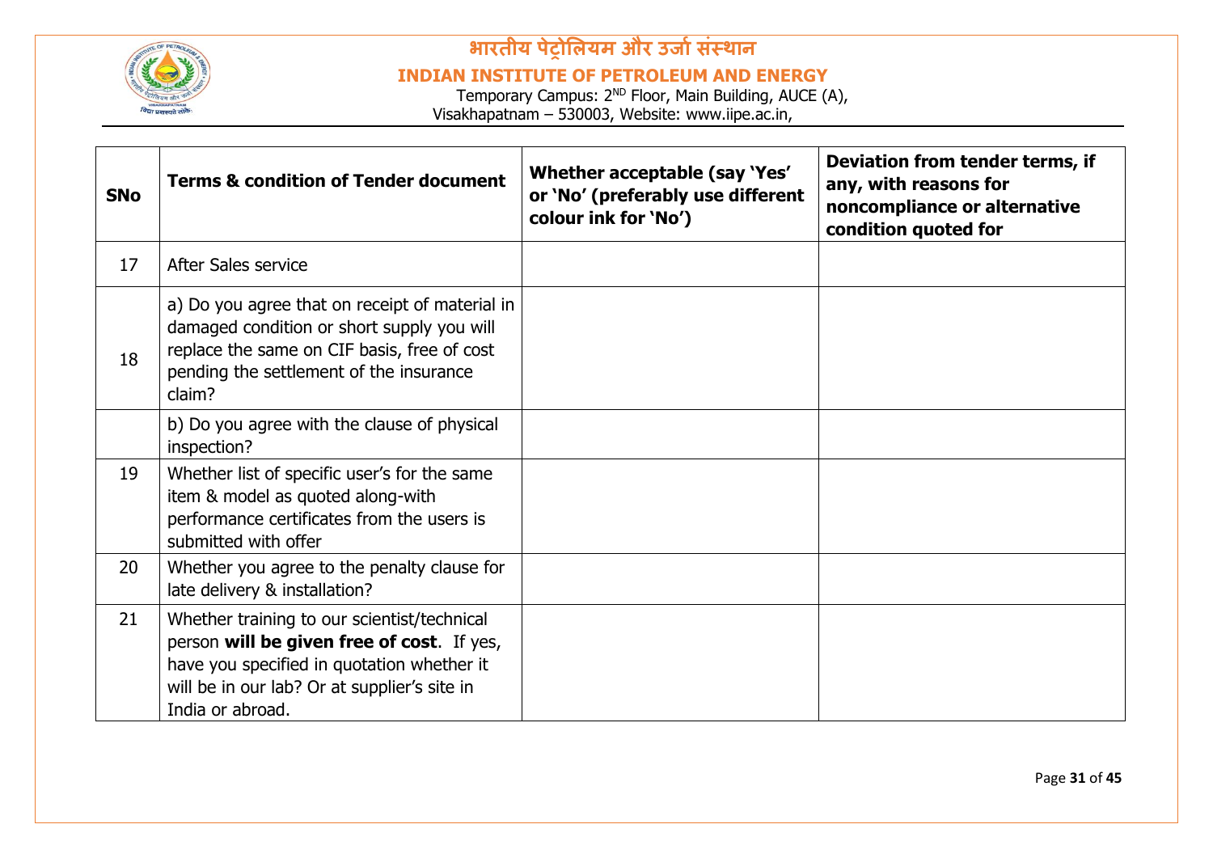| SNo | Terms & condition of Tender document | Whether acceptable (say 'Yes' or 'No' (preferably use different colour ink for 'No') | Deviation from tender terms, if any, with reasons for noncompliance or alternative condition quoted for |
|---|---|---|---|
| 17 | After Sales service | | |
| 18 | a) Do you agree that on receipt of material in damaged condition or short supply you will replace the same on CIF basis, free of cost pending the settlement of the insurance claim? | | |
| | b) Do you agree with the clause of physical inspection? | | |
| 19 | Whether list of specific user's for the same item & model as quoted along-with performance certificates from the users is submitted with offer | | |
| 20 | Whether you agree to the penalty clause for late delivery & installation? | | |
| 21 | Whether training to our scientist/technical person **will be given free of cost**. If yes, have you specified in quotation whether it will be in our lab? Or at supplier's site in India or abroad. | | |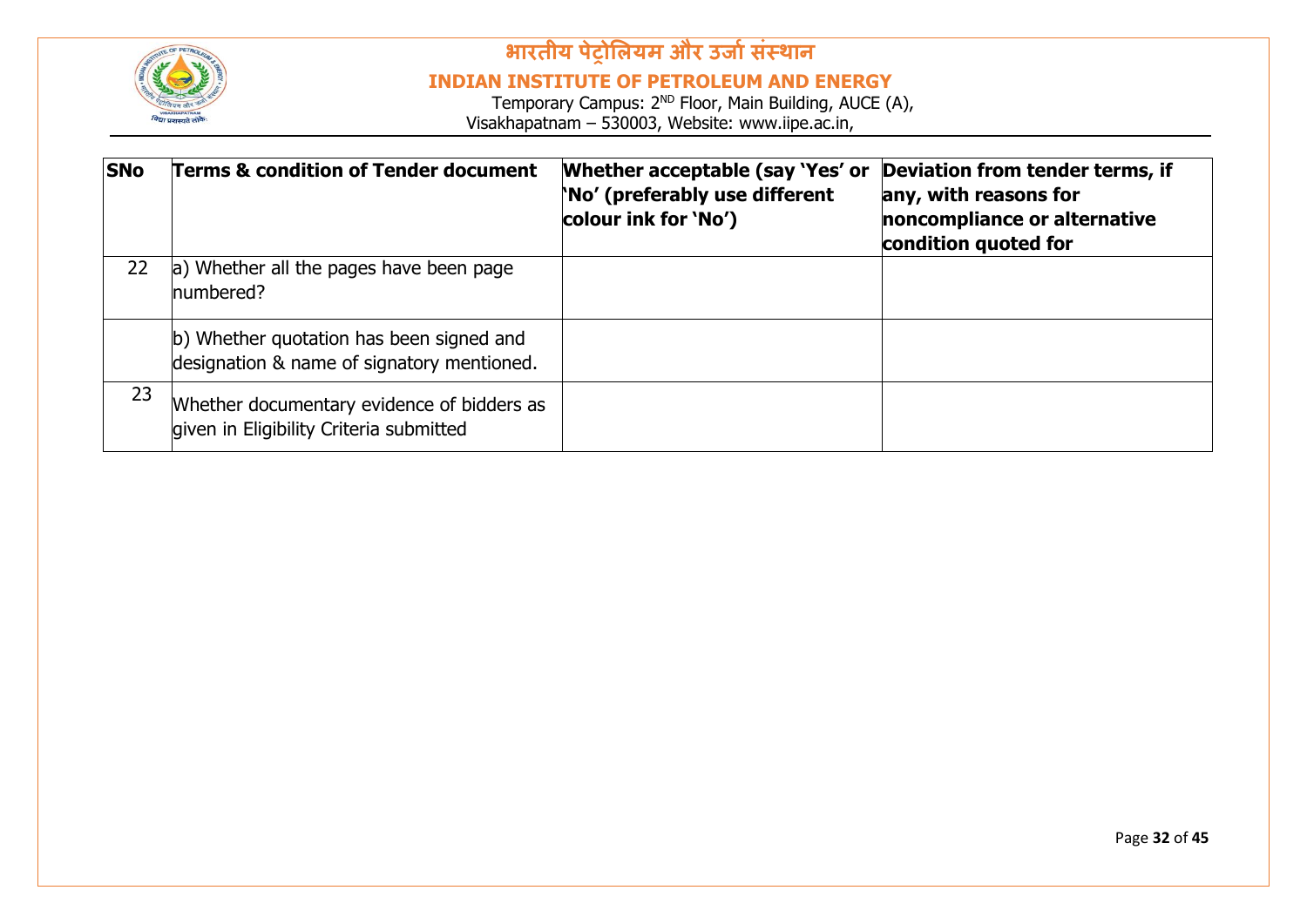| SNo | Terms & condition of Tender document | Whether acceptable (say 'Yes' or 'No' (preferably use different colour ink for 'No') | Deviation from tender terms, if any, with reasons for noncompliance or alternative condition quoted for |
|---|---|---|---|
| 22 | a) Whether all the pages have been page numbered? | | |
| | b) Whether quotation has been signed and designation & name of signatory mentioned. | | |
| 23 | Whether documentary evidence of bidders as given in Eligibility Criteria submitted | | |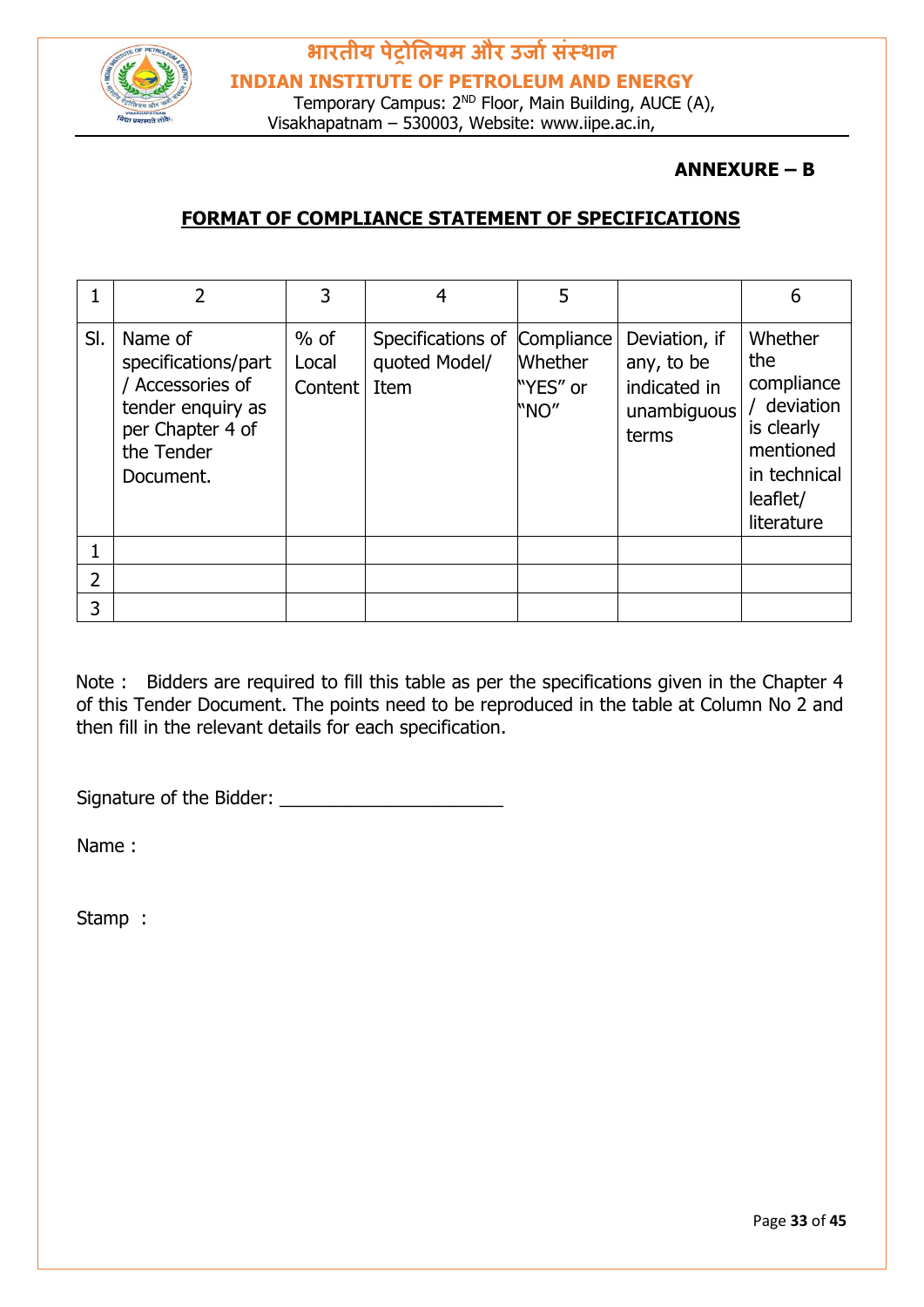**ANNEXURE – B**

## FORMAT OF COMPLIANCE STATEMENT OF SPECIFICATIONS

| 1 | 2 | 3 | 4 | 5 | | 6 |
|---|---|---|---|---|---|---|
| Sl. | Name of specifications/part / Accessories of tender enquiry as per Chapter 4 of the Tender Document. | % of Local Content | Specifications of quoted Model/ Item | Compliance Whether "YES" or "NO" | Deviation, if any, to be indicated in unambiguous terms | Whether the compliance / deviation is clearly mentioned in technical leaflet/ literature |
| 1 | | | | | | |
| 2 | | | | | | |
| 3 | | | | | | |

Note : Bidders are required to fill this table as per the specifications given in the Chapter 4 of this Tender Document. The points need to be reproduced in the table at Column No 2 and then fill in the relevant details for each specification.

Signature of the Bidder: ______________________

Name :

Stamp :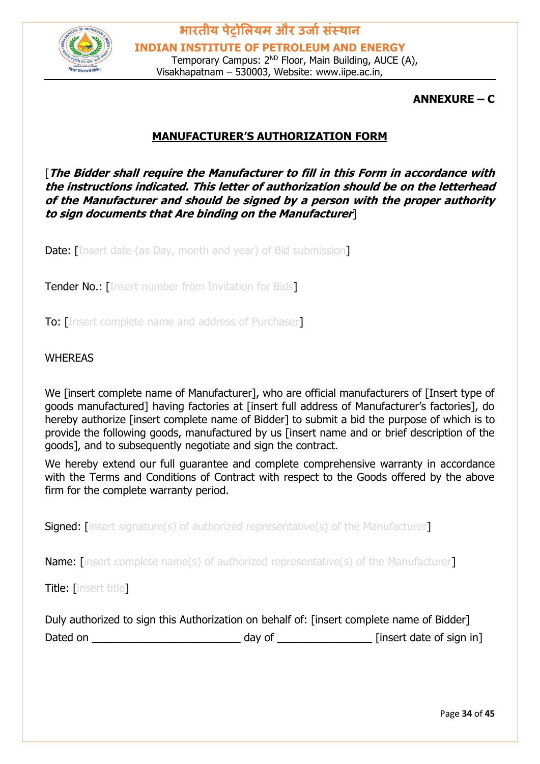**ANNEXURE – C**

## MANUFACTURER'S AUTHORIZATION FORM

[***The Bidder shall require the Manufacturer to fill in this Form in accordance with the instructions indicated. This letter of authorization should be on the letterhead of the Manufacturer and should be signed by a person with the proper authority to sign documents that Are binding on the Manufacturer***]

Date: [Insert date (as Day, month and year) of Bid submission]

Tender No.: [Insert number from Invitation for Bids]

To: [Insert complete name and address of Purchaser]

WHEREAS

We [insert complete name of Manufacturer], who are official manufacturers of [Insert type of goods manufactured] having factories at [insert full address of Manufacturer's factories], do hereby authorize [insert complete name of Bidder] to submit a bid the purpose of which is to provide the following goods, manufactured by us [insert name and or brief description of the goods], and to subsequently negotiate and sign the contract.

We hereby extend our full guarantee and complete comprehensive warranty in accordance with the Terms and Conditions of Contract with respect to the Goods offered by the above firm for the complete warranty period.

Signed: [insert signature(s) of authorized representative(s) of the Manufacturer]

Name: [insert complete name(s) of authorized representative(s) of the Manufacturer]

Title: [insert title]

Duly authorized to sign this Authorization on behalf of: [insert complete name of Bidder]

Dated on _________________________ day of ________________ [insert date of sign in]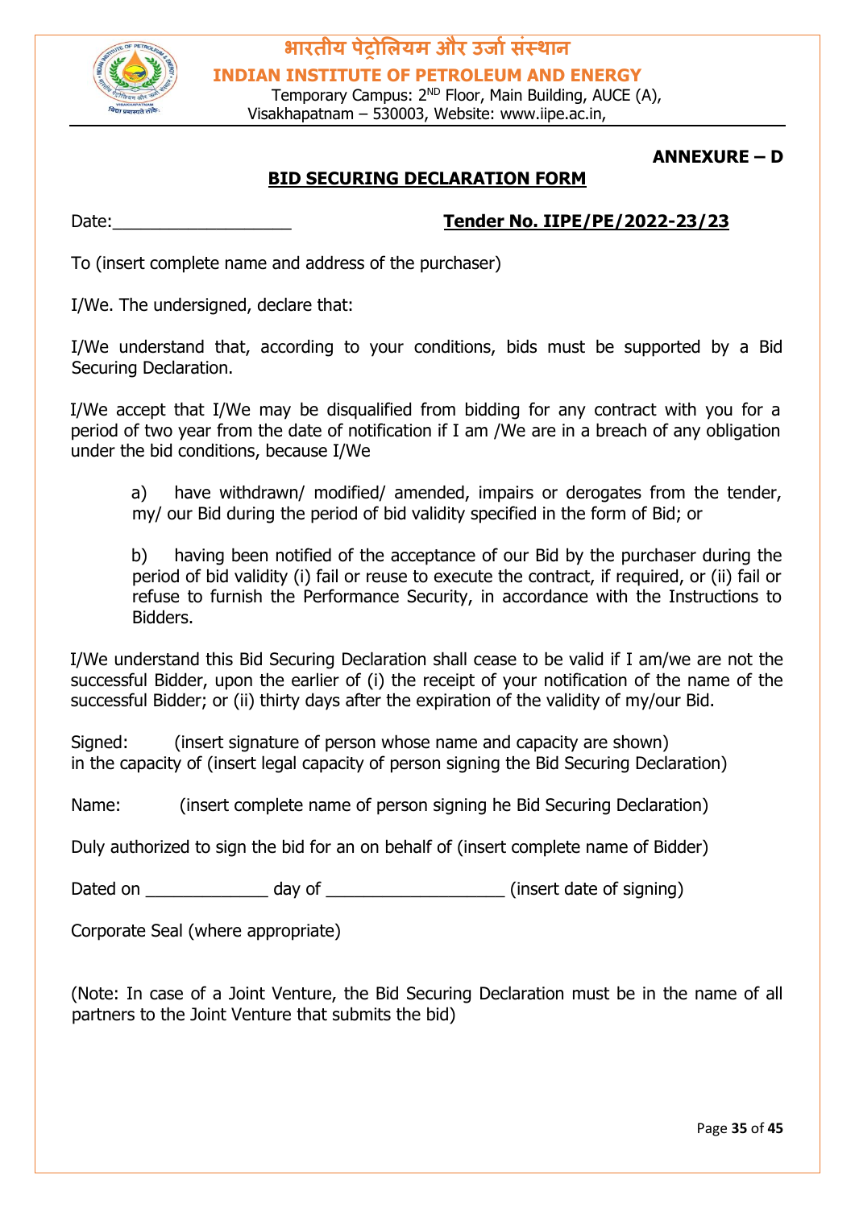भारतीय पेट्रोलियम और उर्जा संस्थान

**INDIAN INSTITUTE OF PETROLEUM AND ENERGY**

Temporary Campus: 2ND Floor, Main Building, AUCE (A), Visakhapatnam – 530003, Website: www.iipe.ac.in,

**ANNEXURE – D**

## BID SECURING DECLARATION FORM

Date:___________________ **Tender No. IIPE/PE/2022-23/23**

To (insert complete name and address of the purchaser)

I/We. The undersigned, declare that:

I/We understand that, according to your conditions, bids must be supported by a Bid Securing Declaration.

I/We accept that I/We may be disqualified from bidding for any contract with you for a period of two year from the date of notification if I am /We are in a breach of any obligation under the bid conditions, because I/We

a) have withdrawn/ modified/ amended, impairs or derogates from the tender, my/ our Bid during the period of bid validity specified in the form of Bid; or

b) having been notified of the acceptance of our Bid by the purchaser during the period of bid validity (i) fail or reuse to execute the contract, if required, or (ii) fail or refuse to furnish the Performance Security, in accordance with the Instructions to Bidders.

I/We understand this Bid Securing Declaration shall cease to be valid if I am/we are not the successful Bidder, upon the earlier of (i) the receipt of your notification of the name of the successful Bidder; or (ii) thirty days after the expiration of the validity of my/our Bid.

Signed: (insert signature of person whose name and capacity are shown)
in the capacity of (insert legal capacity of person signing the Bid Securing Declaration)

Name: (insert complete name of person signing he Bid Securing Declaration)

Duly authorized to sign the bid for an on behalf of (insert complete name of Bidder)

Dated on _____________ day of ___________________ (insert date of signing)

Corporate Seal (where appropriate)

(Note: In case of a Joint Venture, the Bid Securing Declaration must be in the name of all partners to the Joint Venture that submits the bid)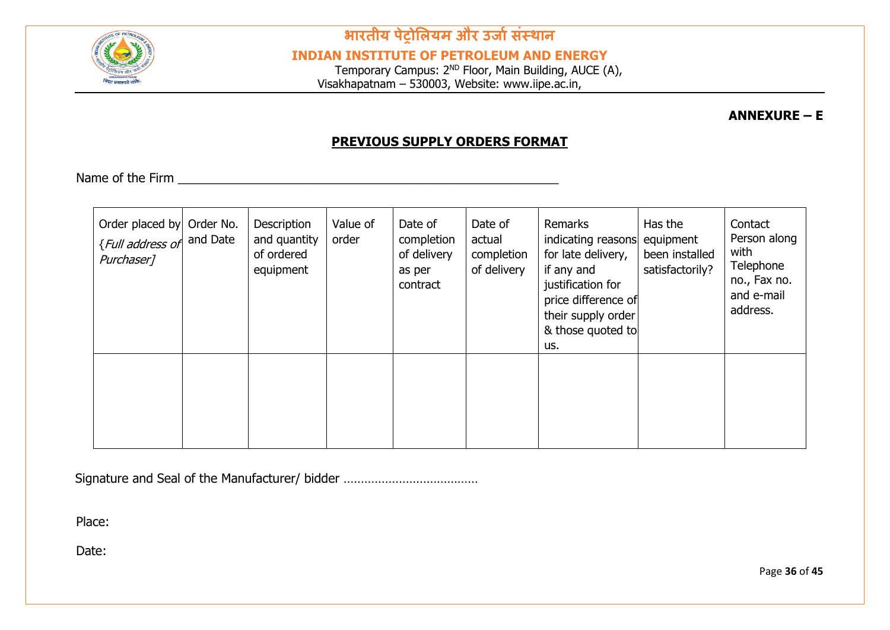# भारतीय पेट्रोलियम और उर्जा संस्थान

## INDIAN INSTITUTE OF PETROLEUM AND ENERGY

Temporary Campus: 2[ND] Floor, Main Building, AUCE (A), Visakhapatnam – 530003, Website: www.iipe.ac.in,

**ANNEXURE – E**

## PREVIOUS SUPPLY ORDERS FORMAT

Name of the Firm ______________________________________________________

| Order placed by {*Full address of Purchaser]* | Order No. and Date | Description and quantity of ordered equipment | Value of order | Date of completion of delivery as per contract | Date of actual completion of delivery | Remarks indicating reasons for late delivery, if any and justification for price difference of their supply order & those quoted to us. | Has the equipment been installed satisfactorily? | Contact Person along with Telephone no., Fax no. and e-mail address. |
|---|---|---|---|---|---|---|---|---|
| | | | | | | | | |

Signature and Seal of the Manufacturer/ bidder ………………………………

Place:

Date: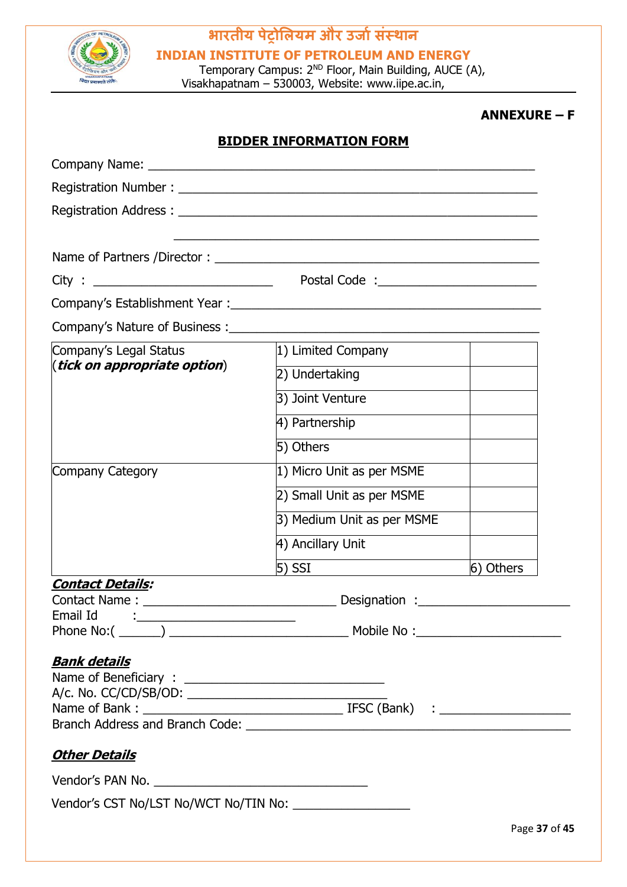भारतीय पेट्रोलियम और उर्जा संस्थान

INDIAN INSTITUTE OF PETROLEUM AND ENERGY

Temporary Campus: 2ND Floor, Main Building, AUCE (A), Visakhapatnam – 530003, Website: www.iipe.ac.in,

**ANNEXURE – F**

## BIDDER INFORMATION FORM

Company Name: ____________________________________________________

Registration Number : _______________________________________________

Registration Address : _______________________________________________

_______________________________________________

Name of Partners /Director : __________________________________________

City : ________________________ Postal Code :_____________________

Company's Establishment Year :________________________________________

Company's Nature of Business :________________________________________

| | | |
|---|---|---|
| Company's Legal Status (***tick on appropriate option***) | 1) Limited Company | |
| | 2) Undertaking | |
| | 3) Joint Venture | |
| | 4) Partnership | |
| | 5) Others | |
| Company Category | 1) Micro Unit as per MSME | |
| | 2) Small Unit as per MSME | |
| | 3) Medium Unit as per MSME | |
| | 4) Ancillary Unit | |
| | 5) SSI | 6) Others |

***Contact Details:***

Contact Name : ___________________________ Designation :_____________________

Email Id :_____________________

Phone No:( ______) ________________________ Mobile No :____________________

***Bank details***

Name of Beneficiary : ____________________________

A/c. No. CC/CD/SB/OD: ____________________________

Name of Bank : _____________________________ IFSC (Bank) : __________________

Branch Address and Branch Code: ________________________________________

***Other Details***

Vendor's PAN No. ______________________________

Vendor's CST No/LST No/WCT No/TIN No: _______________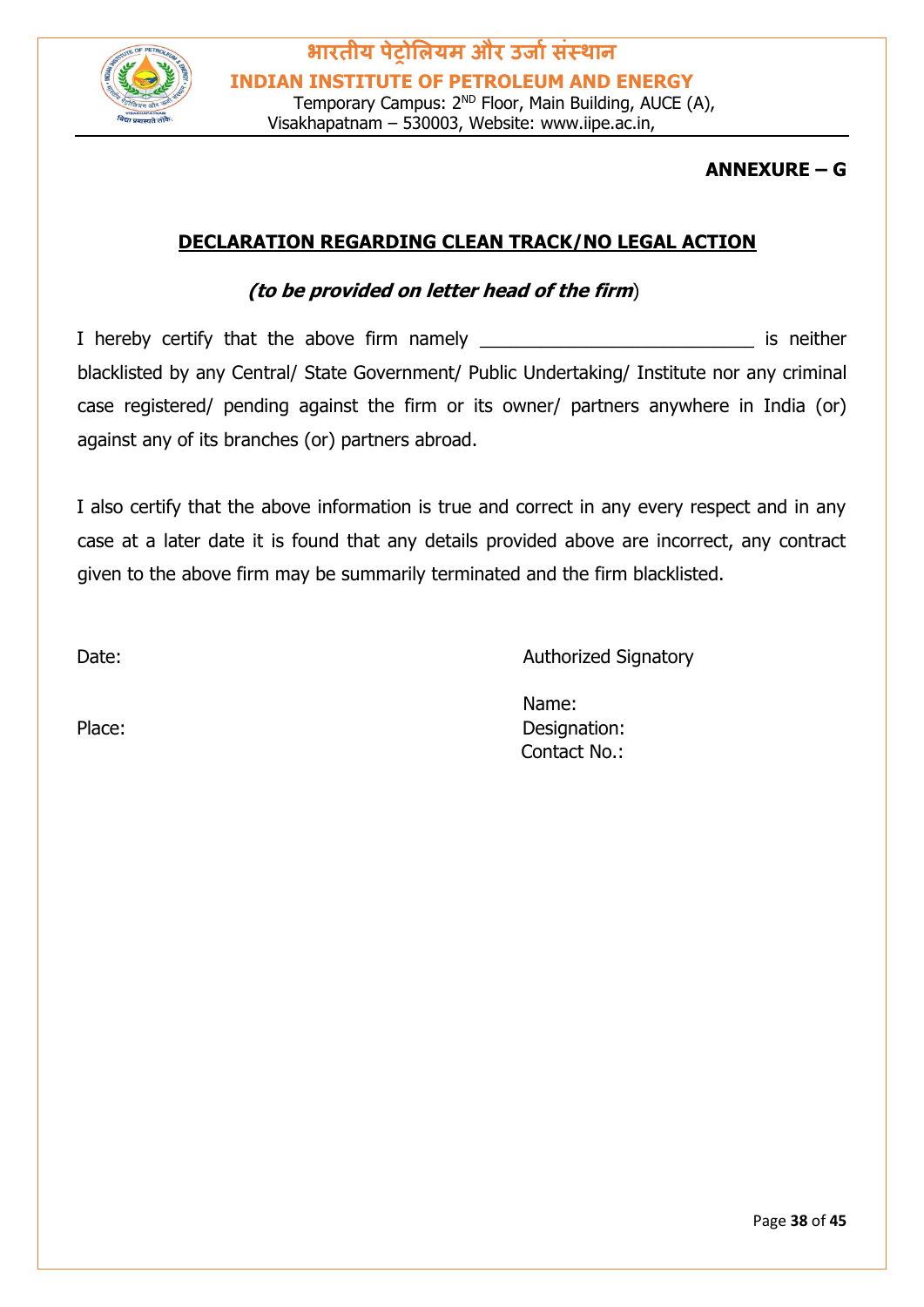**ANNEXURE – G**

## DECLARATION REGARDING CLEAN TRACK/NO LEGAL ACTION

***(to be provided on letter head of the firm)***

I hereby certify that the above firm namely ___________________________ is neither blacklisted by any Central/ State Government/ Public Undertaking/ Institute nor any criminal case registered/ pending against the firm or its owner/ partners anywhere in India (or) against any of its branches (or) partners abroad.

I also certify that the above information is true and correct in any every respect and in any case at a later date it is found that any details provided above are incorrect, any contract given to the above firm may be summarily terminated and the firm blacklisted.

Date:

Place:

Authorized Signatory

Name:

Designation:

Contact No.: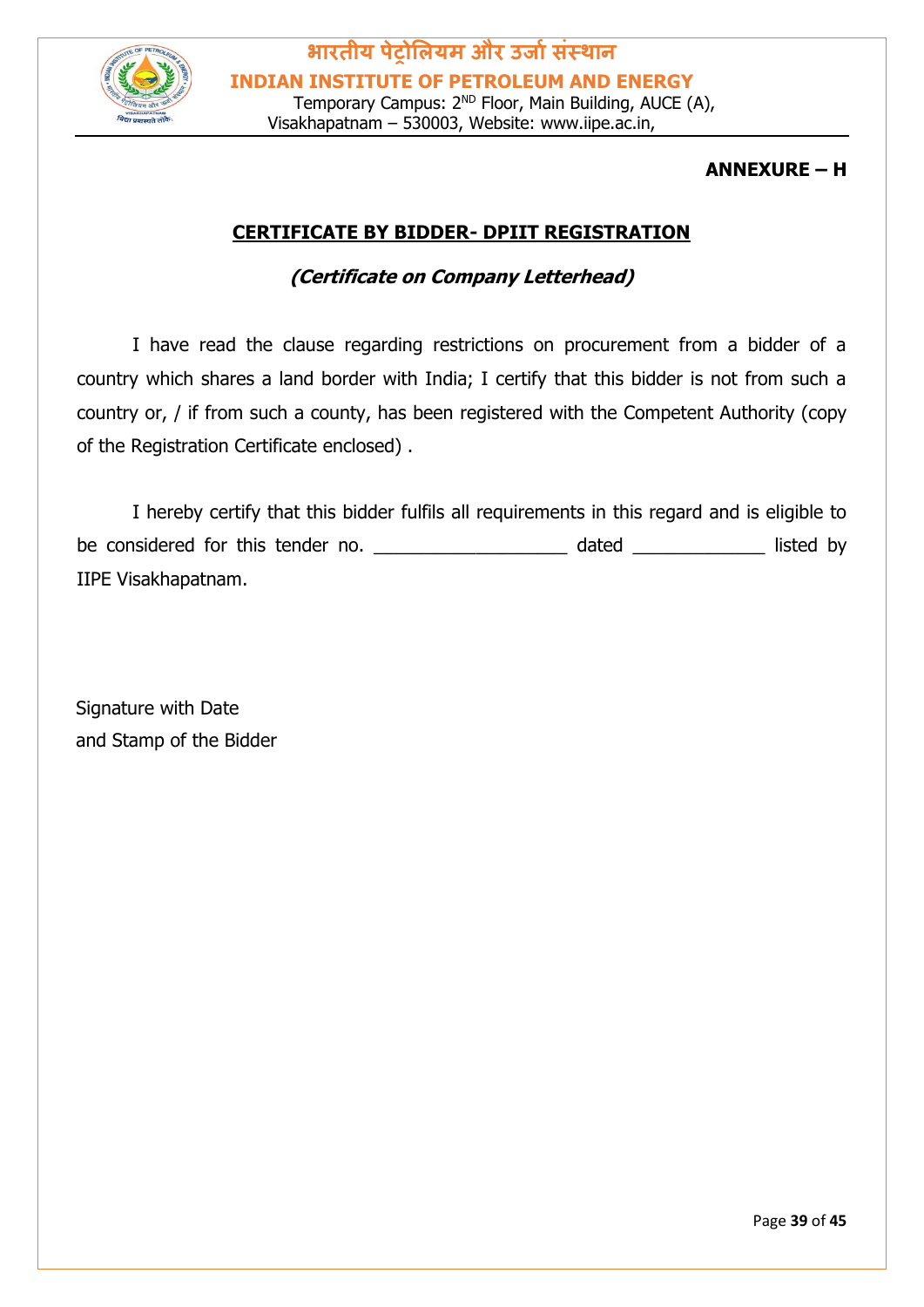**ANNEXURE – H**

## CERTIFICATE BY BIDDER- DPIIT REGISTRATION

***(Certificate on Company Letterhead)***

I have read the clause regarding restrictions on procurement from a bidder of a country which shares a land border with India; I certify that this bidder is not from such a country or, / if from such a county, has been registered with the Competent Authority (copy of the Registration Certificate enclosed) .

I hereby certify that this bidder fulfils all requirements in this regard and is eligible to be considered for this tender no. ___________________ dated _____________ listed by IIPE Visakhapatnam.

Signature with Date
and Stamp of the Bidder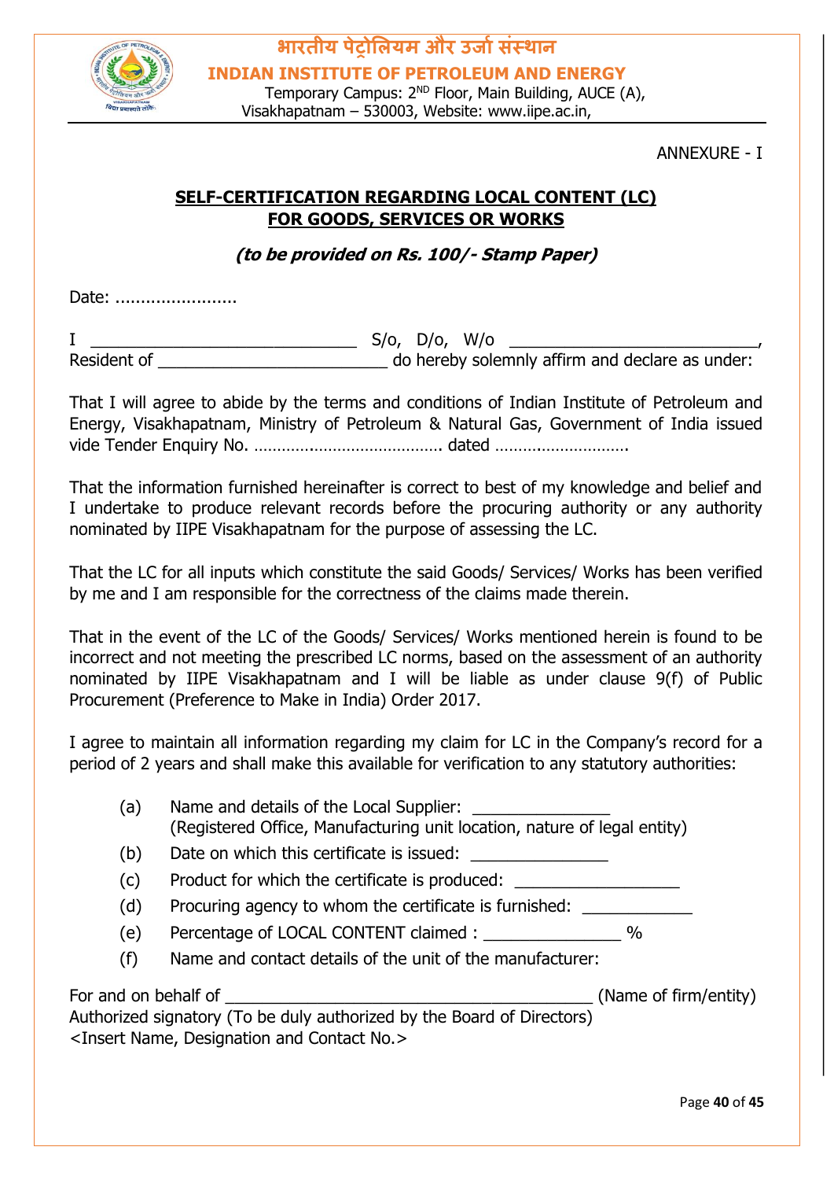भारतीय पेट्रोलियम और उर्जा संस्थान

**INDIAN INSTITUTE OF PETROLEUM AND ENERGY**

Temporary Campus: 2[ND] Floor, Main Building, AUCE (A), Visakhapatnam – 530003, Website: www.iipe.ac.in,

ANNEXURE - I

## SELF-CERTIFICATION REGARDING LOCAL CONTENT (LC) FOR GOODS, SERVICES OR WORKS

***(to be provided on Rs. 100/- Stamp Paper)***

Date: ........................

I _____________________________ S/o, D/o, W/o ___________________________, Resident of _________________________ do hereby solemnly affirm and declare as under:

That I will agree to abide by the terms and conditions of Indian Institute of Petroleum and Energy, Visakhapatnam, Ministry of Petroleum & Natural Gas, Government of India issued vide Tender Enquiry No. …………………………………. dated ……………………….

That the information furnished hereinafter is correct to best of my knowledge and belief and I undertake to produce relevant records before the procuring authority or any authority nominated by IIPE Visakhapatnam for the purpose of assessing the LC.

That the LC for all inputs which constitute the said Goods/ Services/ Works has been verified by me and I am responsible for the correctness of the claims made therein.

That in the event of the LC of the Goods/ Services/ Works mentioned herein is found to be incorrect and not meeting the prescribed LC norms, based on the assessment of an authority nominated by IIPE Visakhapatnam and I will be liable as under clause 9(f) of Public Procurement (Preference to Make in India) Order 2017.

I agree to maintain all information regarding my claim for LC in the Company's record for a period of 2 years and shall make this available for verification to any statutory authorities:

(a) Name and details of the Local Supplier: _______________
(Registered Office, Manufacturing unit location, nature of legal entity)

(b) Date on which this certificate is issued: _______________

(c) Product for which the certificate is produced: __________________

(d) Procuring agency to whom the certificate is furnished: ____________

(e) Percentage of LOCAL CONTENT claimed : _______________ %

(f) Name and contact details of the unit of the manufacturer:

For and on behalf of ________________________________________ (Name of firm/entity)
Authorized signatory (To be duly authorized by the Board of Directors)
<Insert Name, Designation and Contact No.>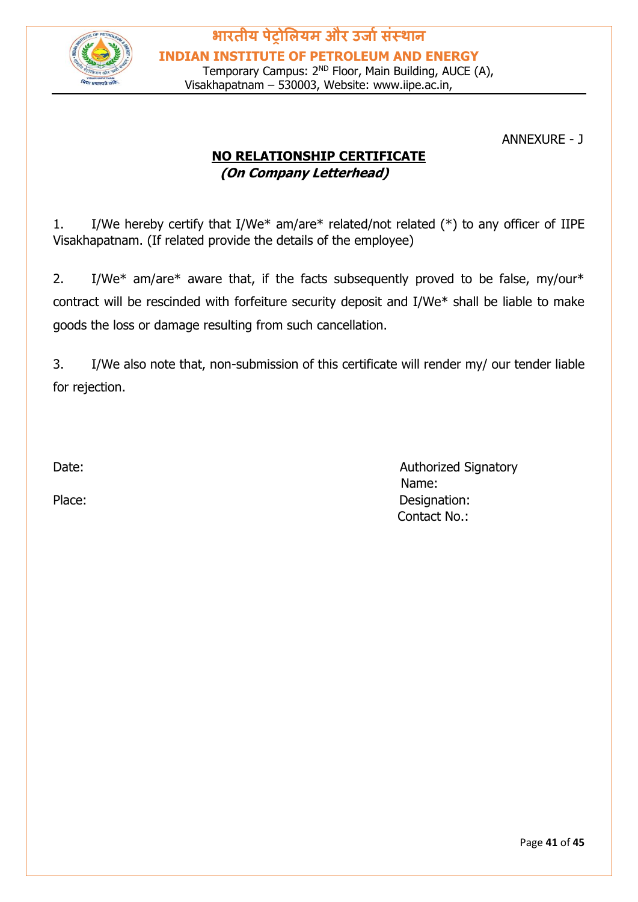ANNEXURE - J

## NO RELATIONSHIP CERTIFICATE

***(On Company Letterhead)***

1. I/We hereby certify that I/We* am/are* related/not related (*) to any officer of IIPE Visakhapatnam. (If related provide the details of the employee)

2. I/We* am/are* aware that, if the facts subsequently proved to be false, my/our* contract will be rescinded with forfeiture security deposit and I/We* shall be liable to make goods the loss or damage resulting from such cancellation.

3. I/We also note that, non-submission of this certificate will render my/ our tender liable for rejection.

Date:

Place:

Authorized Signatory
Name:
Designation:
Contact No.: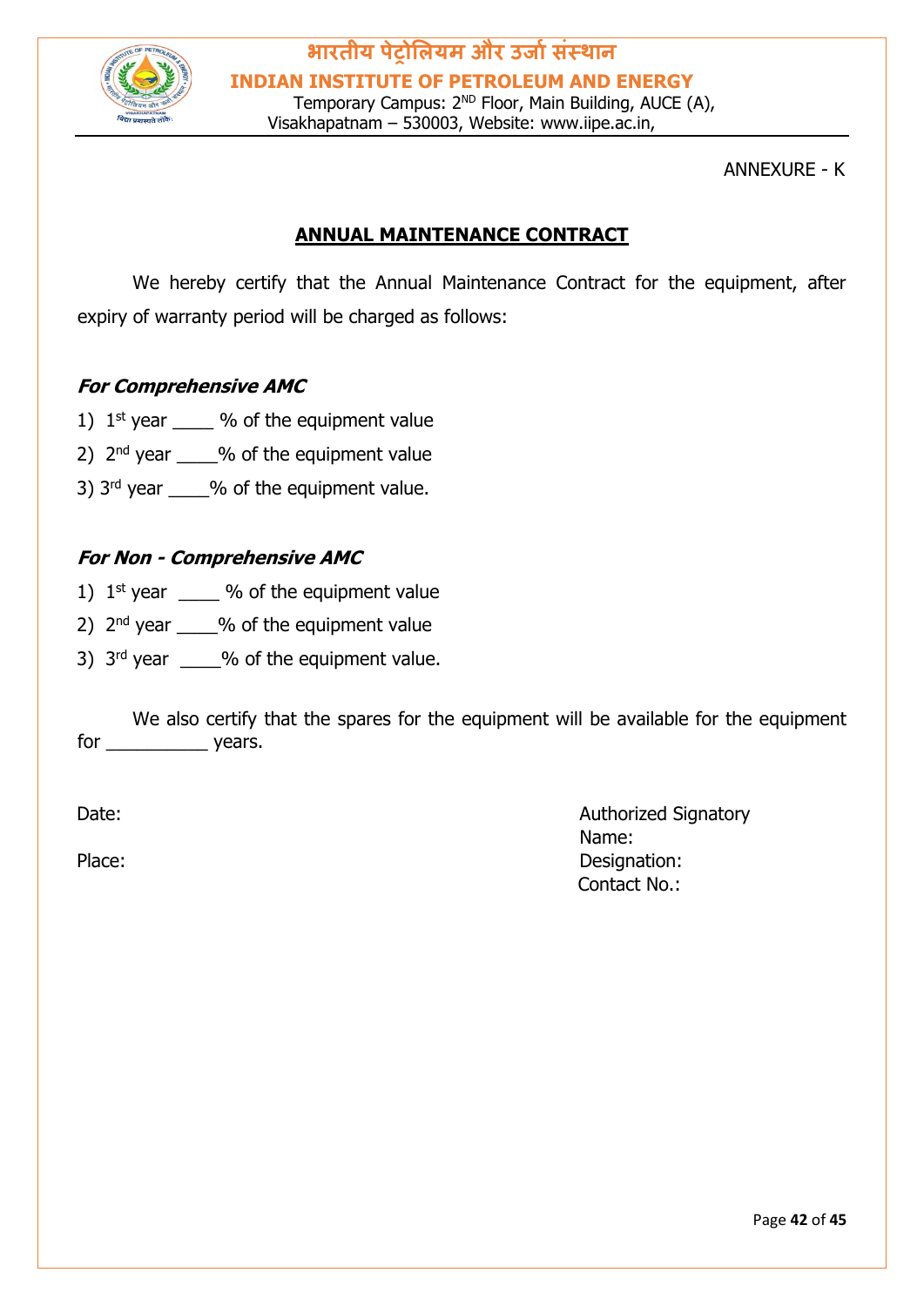ANNEXURE - K

## ANNUAL MAINTENANCE CONTRACT

We hereby certify that the Annual Maintenance Contract for the equipment, after expiry of warranty period will be charged as follows:

### *For Comprehensive AMC*

1) 1st year ____ % of the equipment value
2) 2nd year ____% of the equipment value
3) 3rd year ____% of the equipment value.

### *For Non - Comprehensive AMC*

1) 1st year ____ % of the equipment value
2) 2nd year ____% of the equipment value
3) 3rd year ____% of the equipment value.

We also certify that the spares for the equipment will be available for the equipment for __________ years.

Date:

Place:

Authorized Signatory
Name:
Designation:
Contact No.: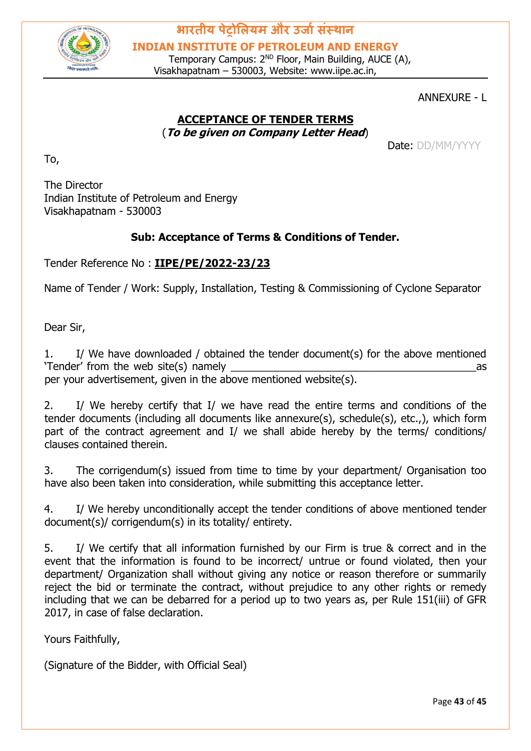भारतीय पेट्रोलियम और उर्जा संस्थान

**INDIAN INSTITUTE OF PETROLEUM AND ENERGY**

Temporary Campus: 2ND Floor, Main Building, AUCE (A), Visakhapatnam – 530003, Website: www.iipe.ac.in,

ANNEXURE - L

## ACCEPTANCE OF TENDER TERMS

(***To be given on Company Letter Head***)

Date: DD/MM/YYYY

To,

The Director
Indian Institute of Petroleum and Energy
Visakhapatnam - 530003

**Sub: Acceptance of Terms & Conditions of Tender.**

Tender Reference No : **IIPE/PE/2022-23/23**

Name of Tender / Work: Supply, Installation, Testing & Commissioning of Cyclone Separator

Dear Sir,

1. I/ We have downloaded / obtained the tender document(s) for the above mentioned 'Tender' from the web site(s) namely ________________________________________as per your advertisement, given in the above mentioned website(s).

2. I/ We hereby certify that I/ we have read the entire terms and conditions of the tender documents (including all documents like annexure(s), schedule(s), etc.,), which form part of the contract agreement and I/ we shall abide hereby by the terms/ conditions/ clauses contained therein.

3. The corrigendum(s) issued from time to time by your department/ Organisation too have also been taken into consideration, while submitting this acceptance letter.

4. I/ We hereby unconditionally accept the tender conditions of above mentioned tender document(s)/ corrigendum(s) in its totality/ entirety.

5. I/ We certify that all information furnished by our Firm is true & correct and in the event that the information is found to be incorrect/ untrue or found violated, then your department/ Organization shall without giving any notice or reason therefore or summarily reject the bid or terminate the contract, without prejudice to any other rights or remedy including that we can be debarred for a period up to two years as, per Rule 151(iii) of GFR 2017, in case of false declaration.

Yours Faithfully,

(Signature of the Bidder, with Official Seal)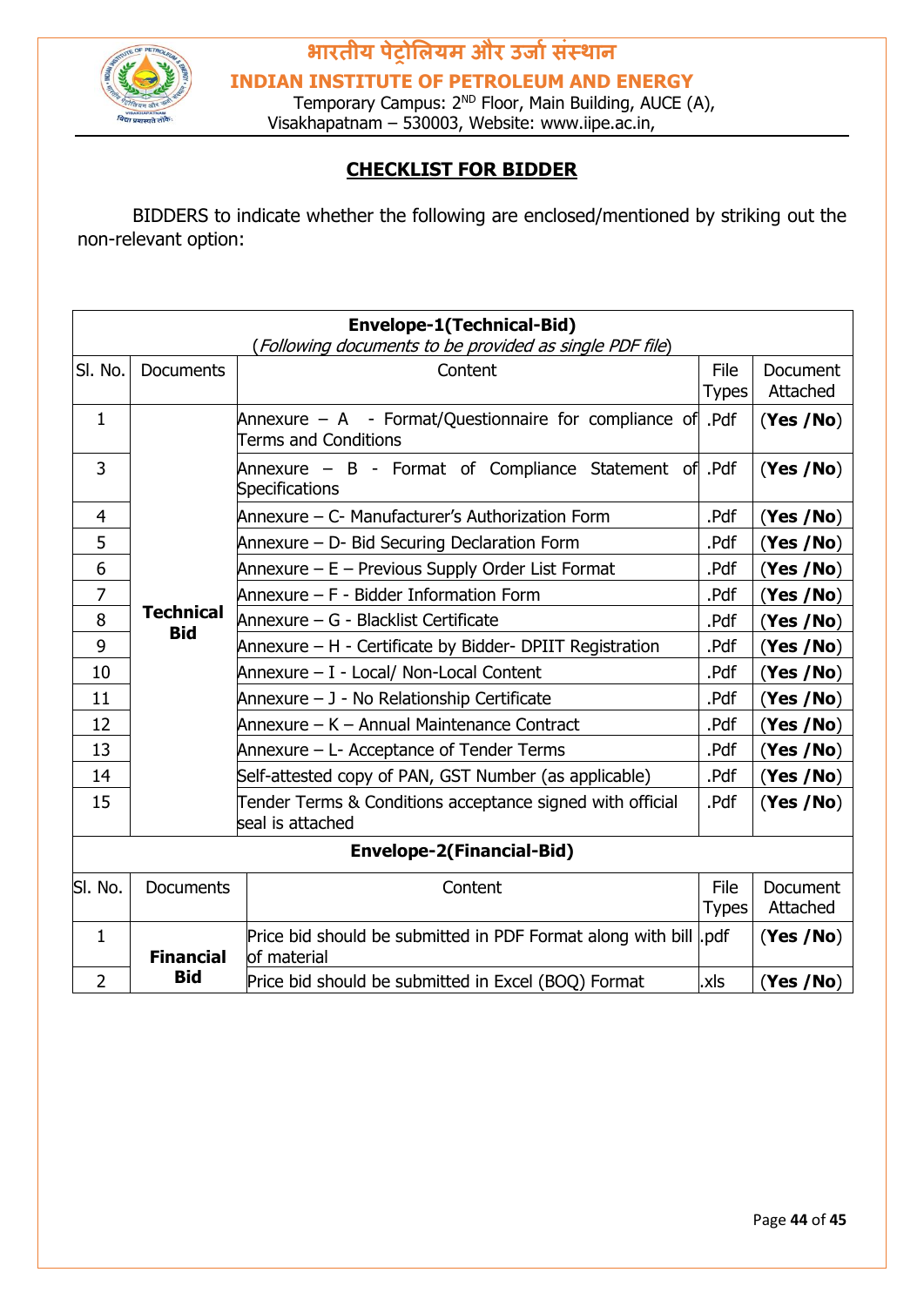भारतीय पेट्रोलियम और उर्जा संस्थान

**INDIAN INSTITUTE OF PETROLEUM AND ENERGY**

Temporary Campus: 2[ND] Floor, Main Building, AUCE (A), Visakhapatnam – 530003, Website: www.iipe.ac.in,

## CHECKLIST FOR BIDDER

BIDDERS to indicate whether the following are enclosed/mentioned by striking out the non-relevant option:

| **Envelope-1(Technical-Bid)** (*Following documents to be provided as single PDF file*) | | | | |
|---|---|---|---|---|
| Sl. No. | Documents | Content | File Types | Document Attached |
| 1 | **Technical Bid** | Annexure – A - Format/Questionnaire for compliance of Terms and Conditions | .Pdf | (**Yes /No**) |
| 3 | | Annexure – B - Format of Compliance Statement of Specifications | .Pdf | (**Yes /No**) |
| 4 | | Annexure – C- Manufacturer's Authorization Form | .Pdf | (**Yes /No**) |
| 5 | | Annexure – D- Bid Securing Declaration Form | .Pdf | (**Yes /No**) |
| 6 | | Annexure – E – Previous Supply Order List Format | .Pdf | (**Yes /No**) |
| 7 | | Annexure – F - Bidder Information Form | .Pdf | (**Yes /No**) |
| 8 | | Annexure – G - Blacklist Certificate | .Pdf | (**Yes /No**) |
| 9 | | Annexure – H - Certificate by Bidder- DPIIT Registration | .Pdf | (**Yes /No**) |
| 10 | | Annexure – I - Local/ Non-Local Content | .Pdf | (**Yes /No**) |
| 11 | | Annexure – J - No Relationship Certificate | .Pdf | (**Yes /No**) |
| 12 | | Annexure – K – Annual Maintenance Contract | .Pdf | (**Yes /No**) |
| 13 | | Annexure – L- Acceptance of Tender Terms | .Pdf | (**Yes /No**) |
| 14 | | Self-attested copy of PAN, GST Number (as applicable) | .Pdf | (**Yes /No**) |
| 15 | | Tender Terms & Conditions acceptance signed with official seal is attached | .Pdf | (**Yes /No**) |
| **Envelope-2(Financial-Bid)** | | | | |
| Sl. No. | Documents | Content | File Types | Document Attached |
| 1 | **Financial Bid** | Price bid should be submitted in PDF Format along with bill of material | .pdf | (**Yes /No**) |
| 2 | | Price bid should be submitted in Excel (BOQ) Format | .xls | (**Yes /No**) |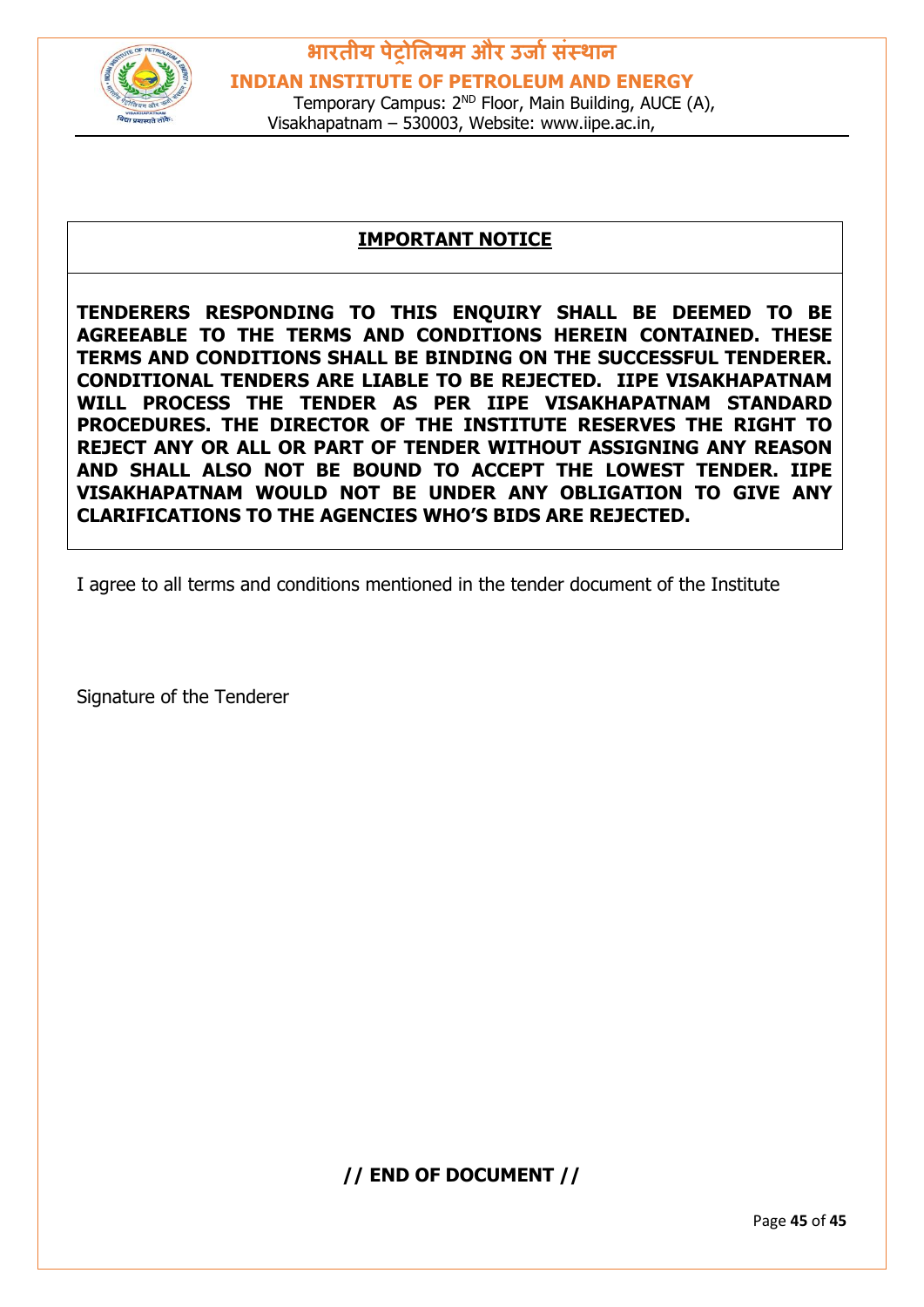## IMPORTANT NOTICE

**TENDERERS RESPONDING TO THIS ENQUIRY SHALL BE DEEMED TO BE AGREEABLE TO THE TERMS AND CONDITIONS HEREIN CONTAINED. THESE TERMS AND CONDITIONS SHALL BE BINDING ON THE SUCCESSFUL TENDERER. CONDITIONAL TENDERS ARE LIABLE TO BE REJECTED. IIPE VISAKHAPATNAM WILL PROCESS THE TENDER AS PER IIPE VISAKHAPATNAM STANDARD PROCEDURES. THE DIRECTOR OF THE INSTITUTE RESERVES THE RIGHT TO REJECT ANY OR ALL OR PART OF TENDER WITHOUT ASSIGNING ANY REASON AND SHALL ALSO NOT BE BOUND TO ACCEPT THE LOWEST TENDER. IIPE VISAKHAPATNAM WOULD NOT BE UNDER ANY OBLIGATION TO GIVE ANY CLARIFICATIONS TO THE AGENCIES WHO'S BIDS ARE REJECTED.**

I agree to all terms and conditions mentioned in the tender document of the Institute

Signature of the Tenderer

**// END OF DOCUMENT //**